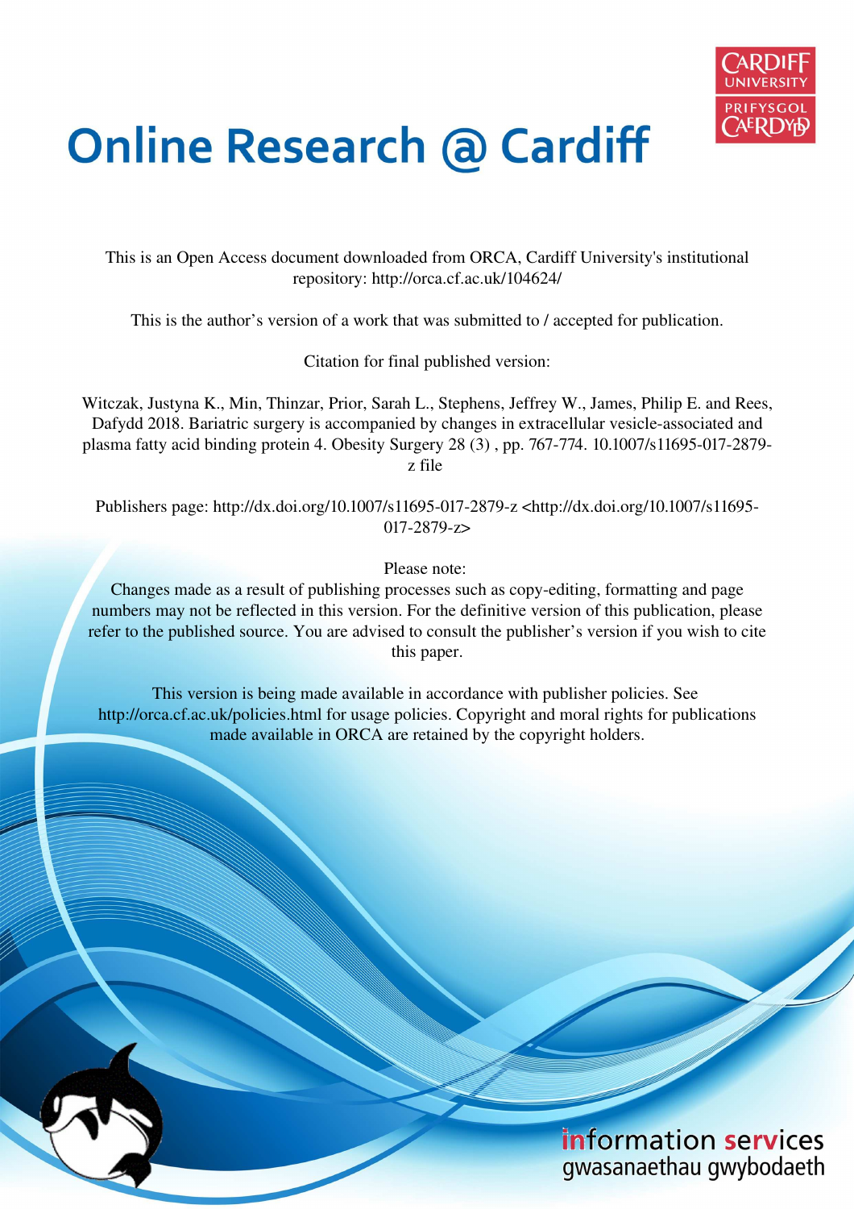# Online Research @ Cardiff

This is an Open Access document downloaded from ORCA, Cardiff University's institutional repository: http://orca.cf.ac.uk/104624/

This is the author's version of a work that was submitted to / accepted for publication.

Citation for final published version:

Witczak, Justyna K., Min, Thinzar, Prior, Sarah L., Stephens, Jeffrey W., James, Philip E. and Rees, Dafydd 2018. Bariatric surgery is accompanied by changes in extracellular vesicle-associated and plasma fatty acid binding protein 4. Obesity Surgery 28 (3) , pp. 767-774. 10.1007/s11695-017-2879-z file

Publishers page: http://dx.doi.org/10.1007/s11695-017-2879-z <http://dx.doi.org/10.1007/s11695-017-2879-z>

Please note:
Changes made as a result of publishing processes such as copy-editing, formatting and page numbers may not be reflected in this version. For the definitive version of this publication, please refer to the published source. You are advised to consult the publisher's version if you wish to cite this paper.

This version is being made available in accordance with publisher policies. See http://orca.cf.ac.uk/policies.html for usage policies. Copyright and moral rights for publications made available in ORCA are retained by the copyright holders.

information services
gwasanaethau gwybodaeth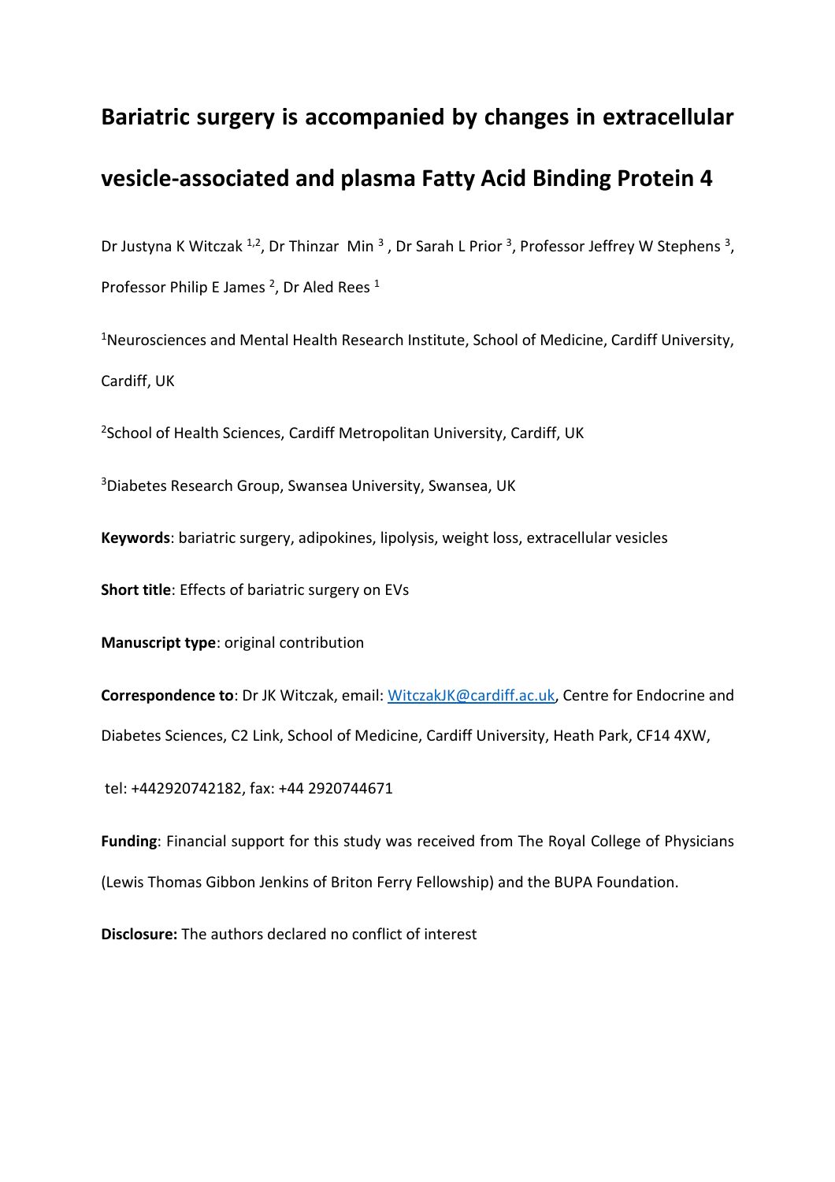# Bariatric surgery is accompanied by changes in extracellular vesicle-associated and plasma Fatty Acid Binding Protein 4

Dr Justyna K Witczak [1,2], Dr Thinzar Min [3], Dr Sarah L Prior [3], Professor Jeffrey W Stephens [3], Professor Philip E James [2], Dr Aled Rees [1]

[1]Neurosciences and Mental Health Research Institute, School of Medicine, Cardiff University, Cardiff, UK

[2]School of Health Sciences, Cardiff Metropolitan University, Cardiff, UK

[3]Diabetes Research Group, Swansea University, Swansea, UK

**Keywords**: bariatric surgery, adipokines, lipolysis, weight loss, extracellular vesicles

**Short title**: Effects of bariatric surgery on EVs

**Manuscript type**: original contribution

**Correspondence to**: Dr JK Witczak, email: WitczakJK@cardiff.ac.uk, Centre for Endocrine and Diabetes Sciences, C2 Link, School of Medicine, Cardiff University, Heath Park, CF14 4XW,

tel: +442920742182, fax: +44 2920744671

**Funding**: Financial support for this study was received from The Royal College of Physicians (Lewis Thomas Gibbon Jenkins of Briton Ferry Fellowship) and the BUPA Foundation.

**Disclosure:** The authors declared no conflict of interest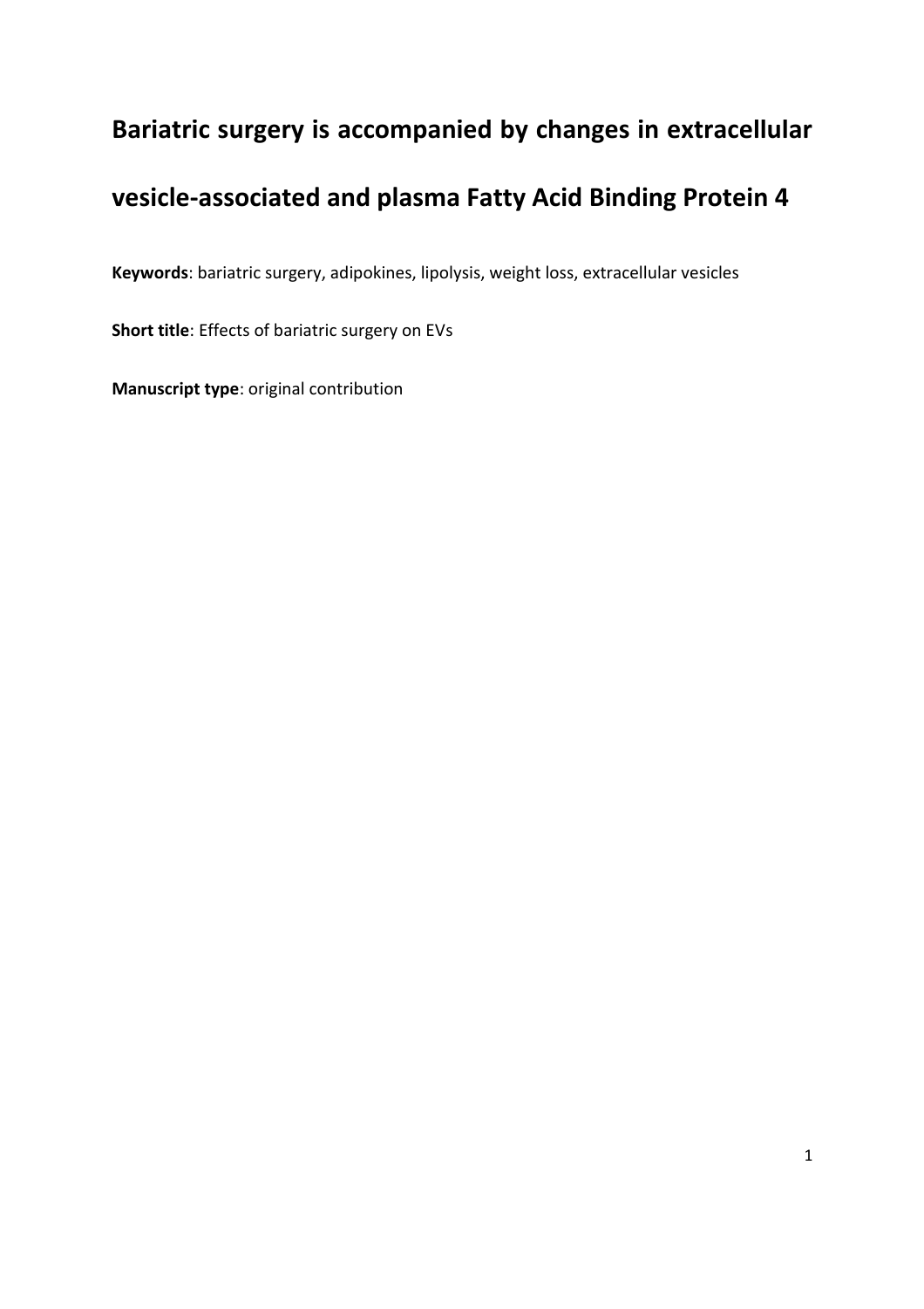# Bariatric surgery is accompanied by changes in extracellular vesicle-associated and plasma Fatty Acid Binding Protein 4

**Keywords**: bariatric surgery, adipokines, lipolysis, weight loss, extracellular vesicles

**Short title**: Effects of bariatric surgery on EVs

**Manuscript type**: original contribution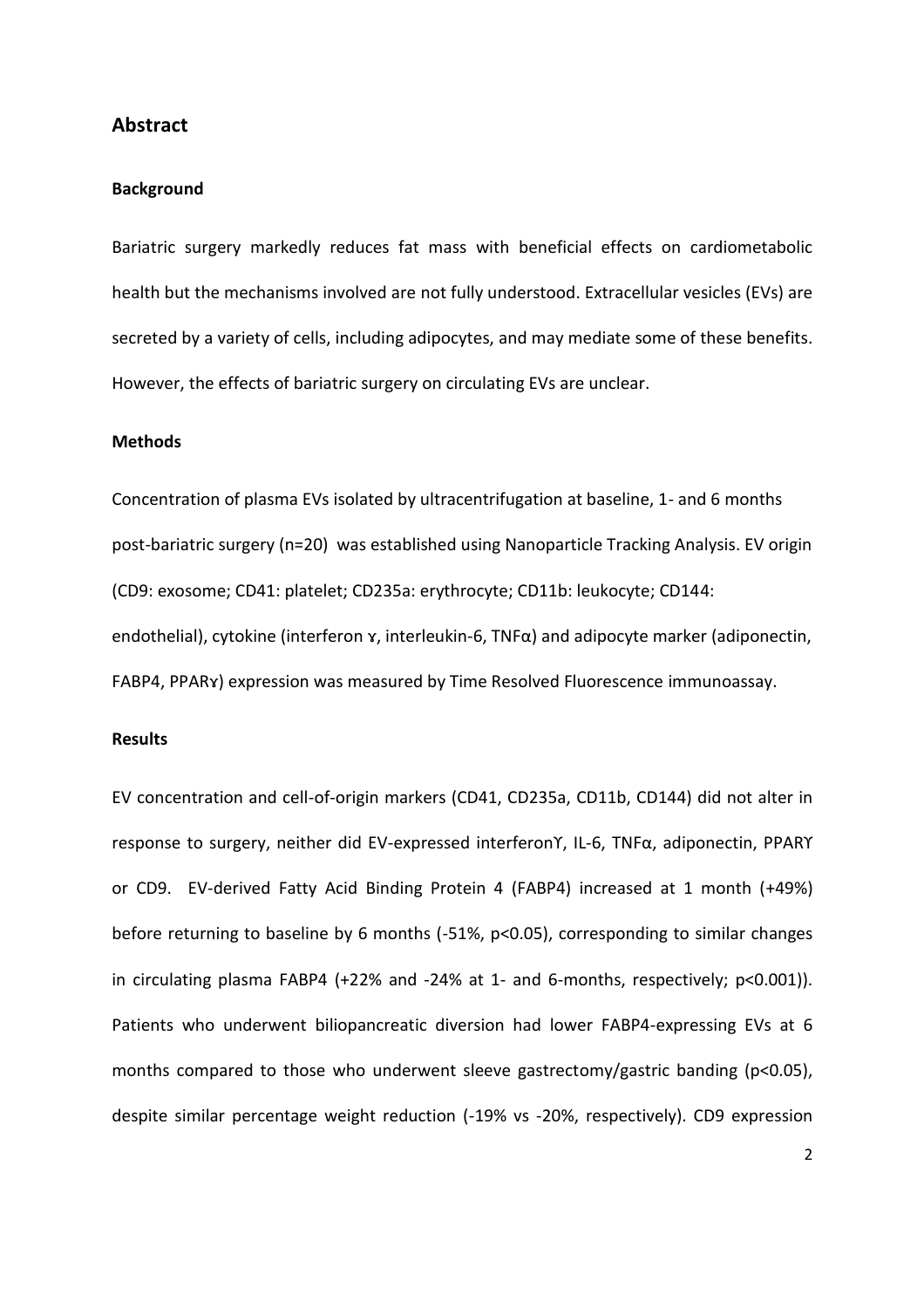## Abstract

### Background

Bariatric surgery markedly reduces fat mass with beneficial effects on cardiometabolic health but the mechanisms involved are not fully understood. Extracellular vesicles (EVs) are secreted by a variety of cells, including adipocytes, and may mediate some of these benefits. However, the effects of bariatric surgery on circulating EVs are unclear.

### Methods

Concentration of plasma EVs isolated by ultracentrifugation at baseline, 1- and 6 months post-bariatric surgery (n=20) was established using Nanoparticle Tracking Analysis. EV origin (CD9: exosome; CD41: platelet; CD235a: erythrocyte; CD11b: leukocyte; CD144: endothelial), cytokine (interferon ɣ, interleukin-6, TNFα) and adipocyte marker (adiponectin, FABP4, PPARɣ) expression was measured by Time Resolved Fluorescence immunoassay.

### Results

EV concentration and cell-of-origin markers (CD41, CD235a, CD11b, CD144) did not alter in response to surgery, neither did EV-expressed interferonϒ, IL-6, TNFα, adiponectin, PPARϒ or CD9. EV-derived Fatty Acid Binding Protein 4 (FABP4) increased at 1 month (+49%) before returning to baseline by 6 months (-51%, $p<0.05$), corresponding to similar changes in circulating plasma FABP4 (+22% and -24% at 1- and 6-months, respectively; $p<0.001$)). Patients who underwent biliopancreatic diversion had lower FABP4-expressing EVs at 6 months compared to those who underwent sleeve gastrectomy/gastric banding ($p<0.05$), despite similar percentage weight reduction (-19% vs -20%, respectively). CD9 expression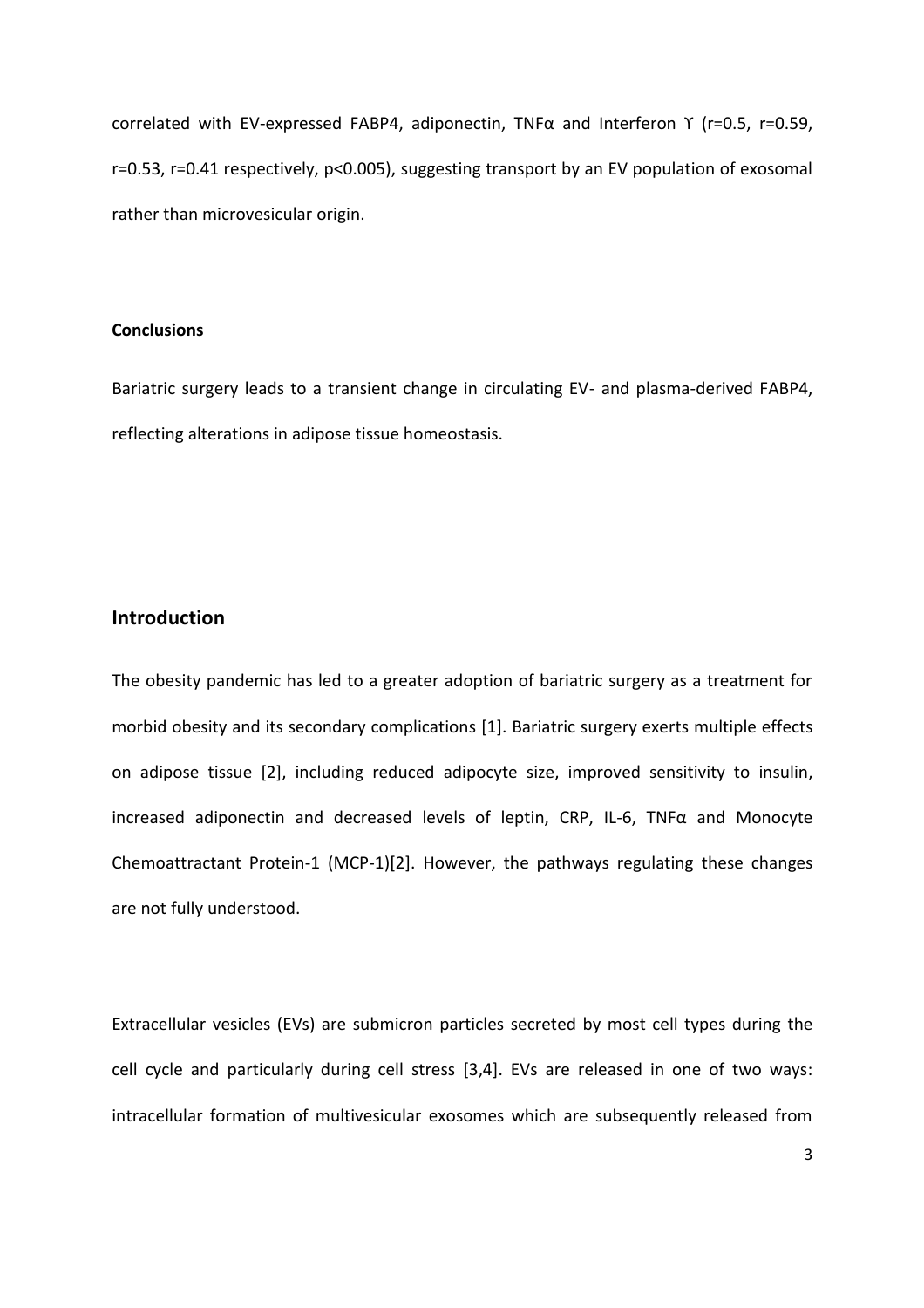correlated with EV-expressed FABP4, adiponectin, TNFα and Interferon ϒ ($r=0.5$, $r=0.59$, $r=0.53$, $r=0.41$ respectively, $p<0.005$), suggesting transport by an EV population of exosomal rather than microvesicular origin.

#### Conclusions

Bariatric surgery leads to a transient change in circulating EV- and plasma-derived FABP4, reflecting alterations in adipose tissue homeostasis.

## Introduction

The obesity pandemic has led to a greater adoption of bariatric surgery as a treatment for morbid obesity and its secondary complications [1]. Bariatric surgery exerts multiple effects on adipose tissue [2], including reduced adipocyte size, improved sensitivity to insulin, increased adiponectin and decreased levels of leptin, CRP, IL-6, TNFα and Monocyte Chemoattractant Protein-1 (MCP-1)[2]. However, the pathways regulating these changes are not fully understood.

Extracellular vesicles (EVs) are submicron particles secreted by most cell types during the cell cycle and particularly during cell stress [3,4]. EVs are released in one of two ways: intracellular formation of multivesicular exosomes which are subsequently released from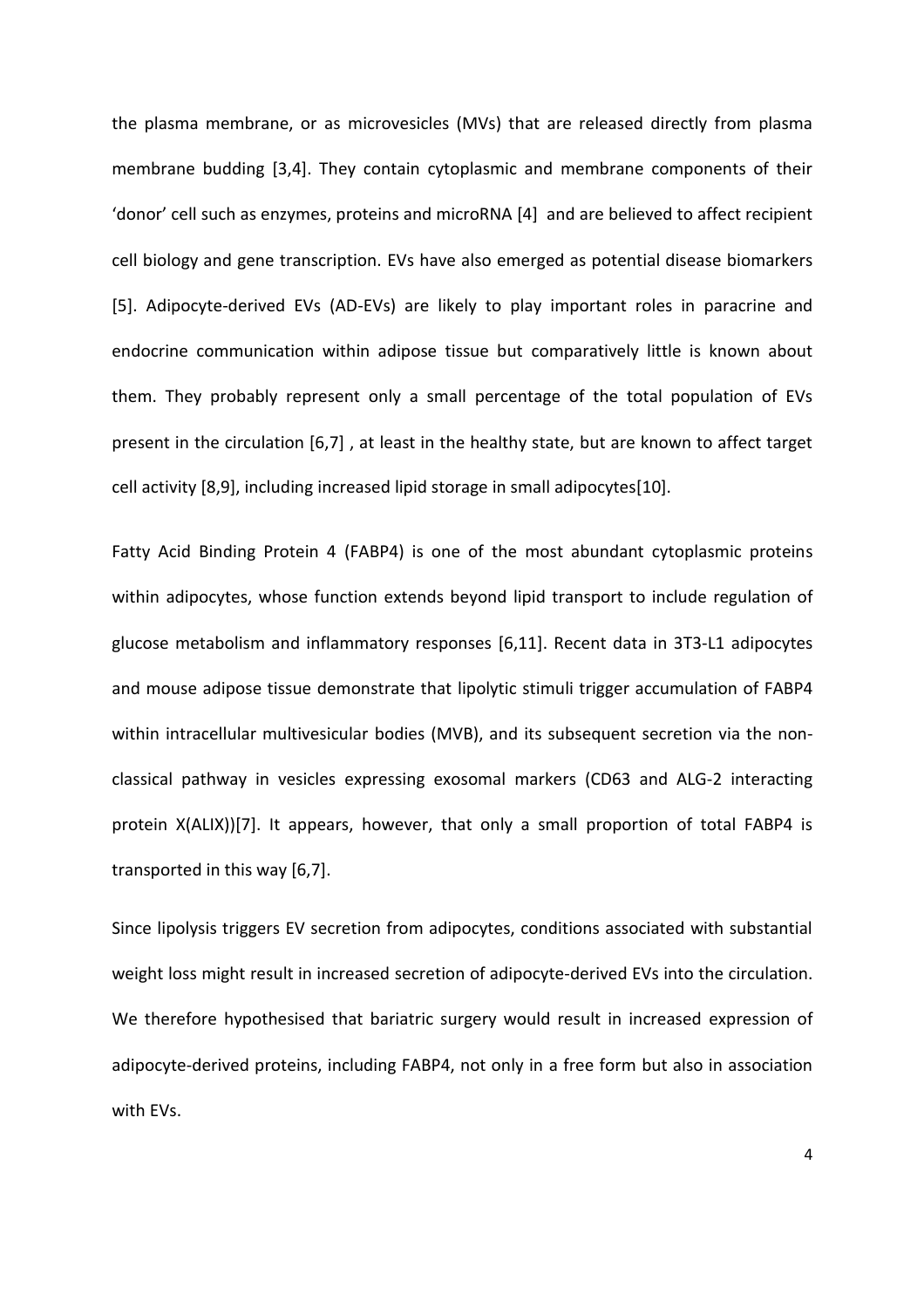the plasma membrane, or as microvesicles (MVs) that are released directly from plasma membrane budding [3,4]. They contain cytoplasmic and membrane components of their 'donor' cell such as enzymes, proteins and microRNA [4] and are believed to affect recipient cell biology and gene transcription. EVs have also emerged as potential disease biomarkers [5]. Adipocyte-derived EVs (AD-EVs) are likely to play important roles in paracrine and endocrine communication within adipose tissue but comparatively little is known about them. They probably represent only a small percentage of the total population of EVs present in the circulation [6,7] , at least in the healthy state, but are known to affect target cell activity [8,9], including increased lipid storage in small adipocytes[10].

Fatty Acid Binding Protein 4 (FABP4) is one of the most abundant cytoplasmic proteins within adipocytes, whose function extends beyond lipid transport to include regulation of glucose metabolism and inflammatory responses [6,11]. Recent data in 3T3-L1 adipocytes and mouse adipose tissue demonstrate that lipolytic stimuli trigger accumulation of FABP4 within intracellular multivesicular bodies (MVB), and its subsequent secretion via the non-classical pathway in vesicles expressing exosomal markers (CD63 and ALG-2 interacting protein X(ALIX))[7]. It appears, however, that only a small proportion of total FABP4 is transported in this way [6,7].

Since lipolysis triggers EV secretion from adipocytes, conditions associated with substantial weight loss might result in increased secretion of adipocyte-derived EVs into the circulation. We therefore hypothesised that bariatric surgery would result in increased expression of adipocyte-derived proteins, including FABP4, not only in a free form but also in association with EVs.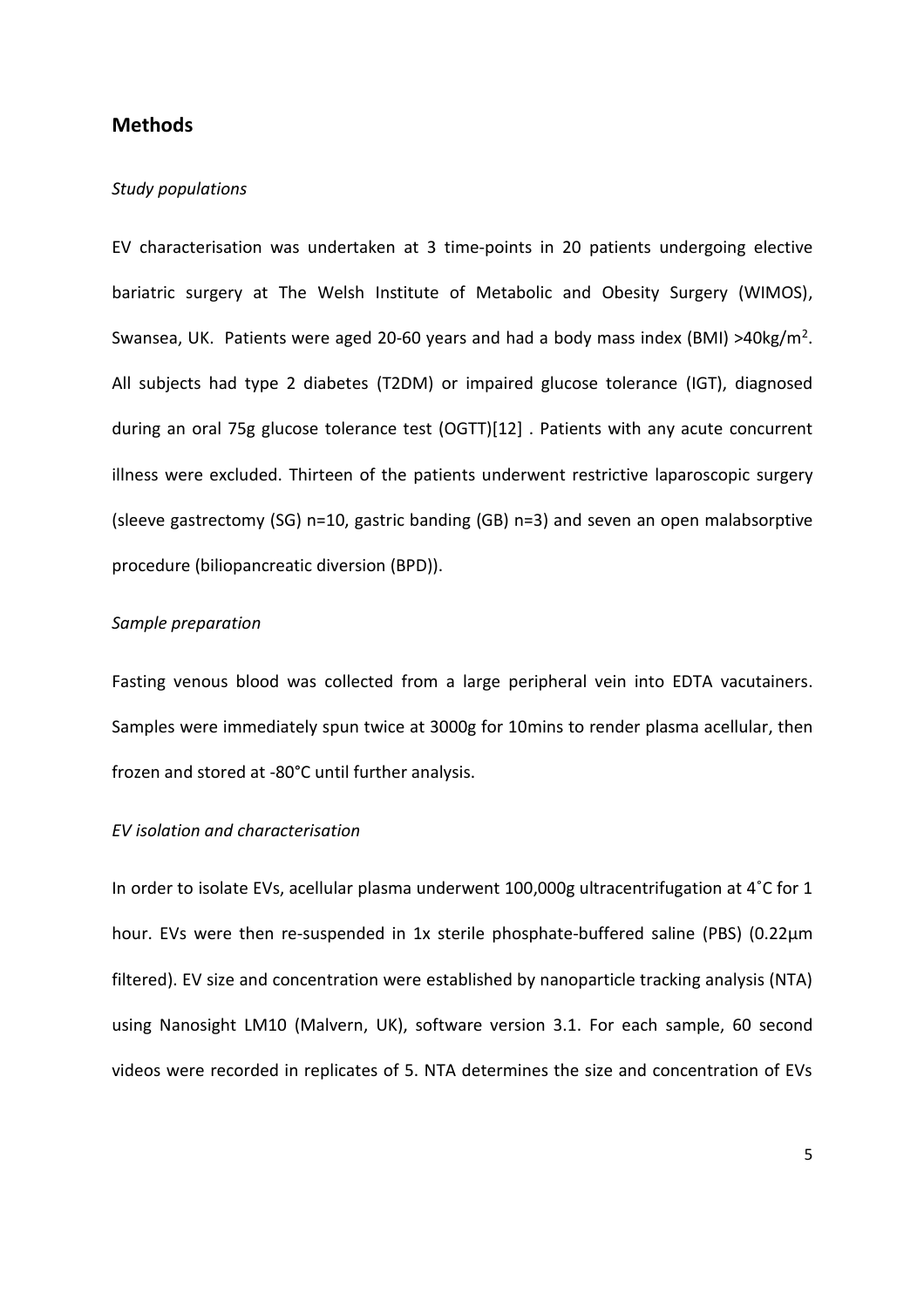## Methods

### *Study populations*

EV characterisation was undertaken at 3 time-points in 20 patients undergoing elective bariatric surgery at The Welsh Institute of Metabolic and Obesity Surgery (WIMOS), Swansea, UK. Patients were aged 20-60 years and had a body mass index (BMI) >40kg/m$^2$. All subjects had type 2 diabetes (T2DM) or impaired glucose tolerance (IGT), diagnosed during an oral 75g glucose tolerance test (OGTT)[12] . Patients with any acute concurrent illness were excluded. Thirteen of the patients underwent restrictive laparoscopic surgery (sleeve gastrectomy (SG) n=10, gastric banding (GB) n=3) and seven an open malabsorptive procedure (biliopancreatic diversion (BPD)).

### *Sample preparation*

Fasting venous blood was collected from a large peripheral vein into EDTA vacutainers. Samples were immediately spun twice at 3000g for 10mins to render plasma acellular, then frozen and stored at -80°C until further analysis.

### *EV isolation and characterisation*

In order to isolate EVs, acellular plasma underwent 100,000g ultracentrifugation at 4˚C for 1 hour. EVs were then re-suspended in 1x sterile phosphate-buffered saline (PBS) (0.22µm filtered). EV size and concentration were established by nanoparticle tracking analysis (NTA) using Nanosight LM10 (Malvern, UK), software version 3.1. For each sample, 60 second videos were recorded in replicates of 5. NTA determines the size and concentration of EVs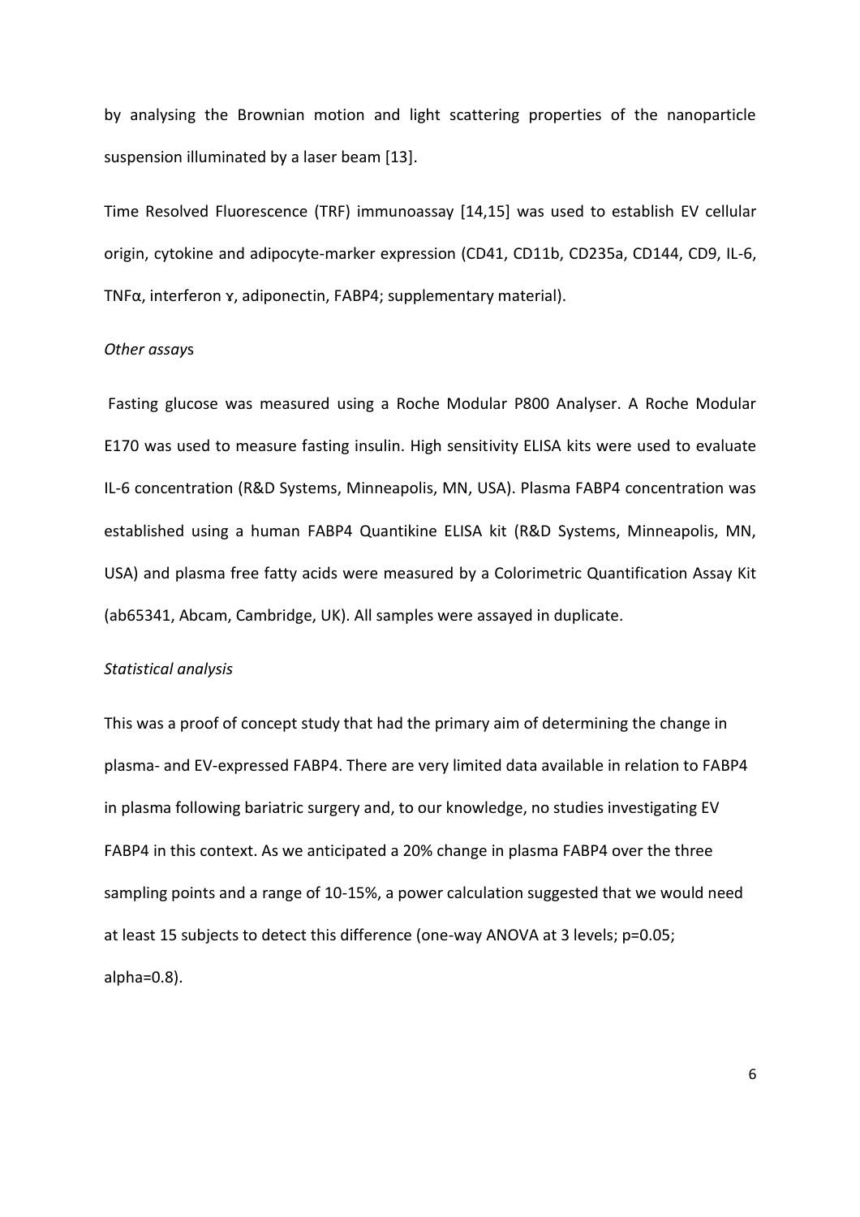by analysing the Brownian motion and light scattering properties of the nanoparticle suspension illuminated by a laser beam [13].

Time Resolved Fluorescence (TRF) immunoassay [14,15] was used to establish EV cellular origin, cytokine and adipocyte-marker expression (CD41, CD11b, CD235a, CD144, CD9, IL-6, TNFα, interferon ɣ, adiponectin, FABP4; supplementary material).

*Other assays*

Fasting glucose was measured using a Roche Modular P800 Analyser. A Roche Modular E170 was used to measure fasting insulin. High sensitivity ELISA kits were used to evaluate IL-6 concentration (R&D Systems, Minneapolis, MN, USA). Plasma FABP4 concentration was established using a human FABP4 Quantikine ELISA kit (R&D Systems, Minneapolis, MN, USA) and plasma free fatty acids were measured by a Colorimetric Quantification Assay Kit (ab65341, Abcam, Cambridge, UK). All samples were assayed in duplicate.

*Statistical analysis*

This was a proof of concept study that had the primary aim of determining the change in plasma- and EV-expressed FABP4. There are very limited data available in relation to FABP4 in plasma following bariatric surgery and, to our knowledge, no studies investigating EV FABP4 in this context. As we anticipated a 20% change in plasma FABP4 over the three sampling points and a range of 10-15%, a power calculation suggested that we would need at least 15 subjects to detect this difference (one-way ANOVA at 3 levels; $p=0.05$; alpha=0.8).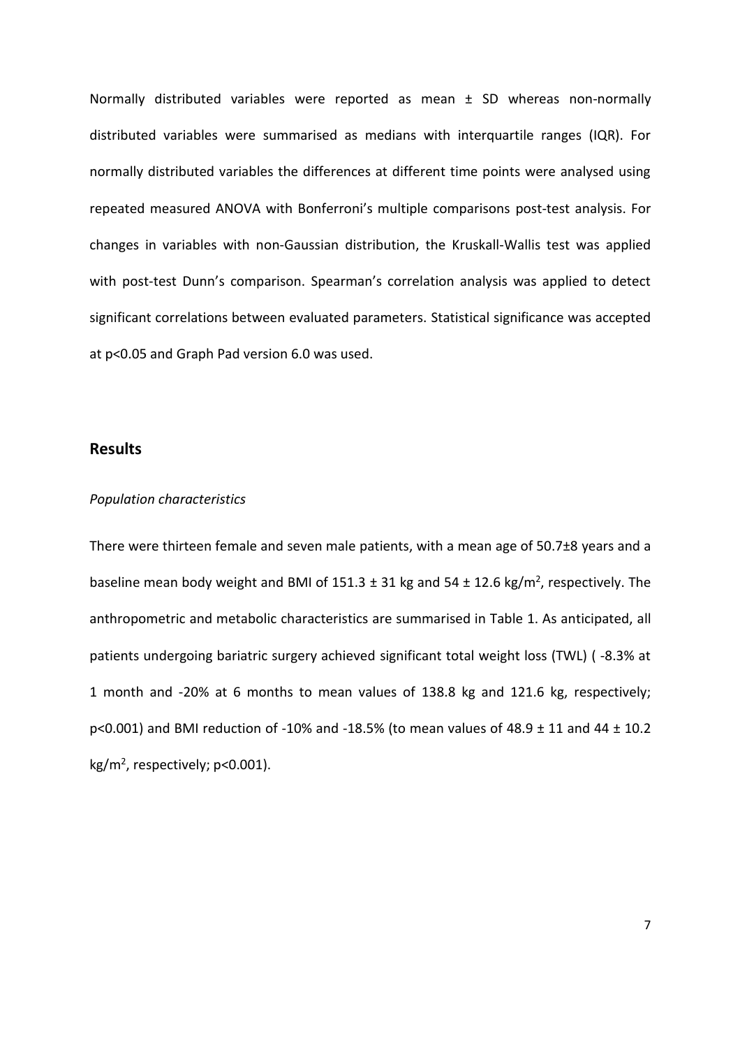Normally distributed variables were reported as mean ± SD whereas non-normally distributed variables were summarised as medians with interquartile ranges (IQR). For normally distributed variables the differences at different time points were analysed using repeated measured ANOVA with Bonferroni's multiple comparisons post-test analysis. For changes in variables with non-Gaussian distribution, the Kruskall-Wallis test was applied with post-test Dunn's comparison. Spearman's correlation analysis was applied to detect significant correlations between evaluated parameters. Statistical significance was accepted at $p<0.05$ and Graph Pad version 6.0 was used.

## Results

*Population characteristics*

There were thirteen female and seven male patients, with a mean age of 50.7±8 years and a baseline mean body weight and BMI of 151.3 ± 31 kg and 54 ± 12.6 kg/m$^2$, respectively. The anthropometric and metabolic characteristics are summarised in Table 1. As anticipated, all patients undergoing bariatric surgery achieved significant total weight loss (TWL) ( -8.3% at 1 month and -20% at 6 months to mean values of 138.8 kg and 121.6 kg, respectively; $p<0.001$) and BMI reduction of -10% and -18.5% (to mean values of 48.9 ± 11 and 44 ± 10.2 kg/m$^2$, respectively; $p<0.001$).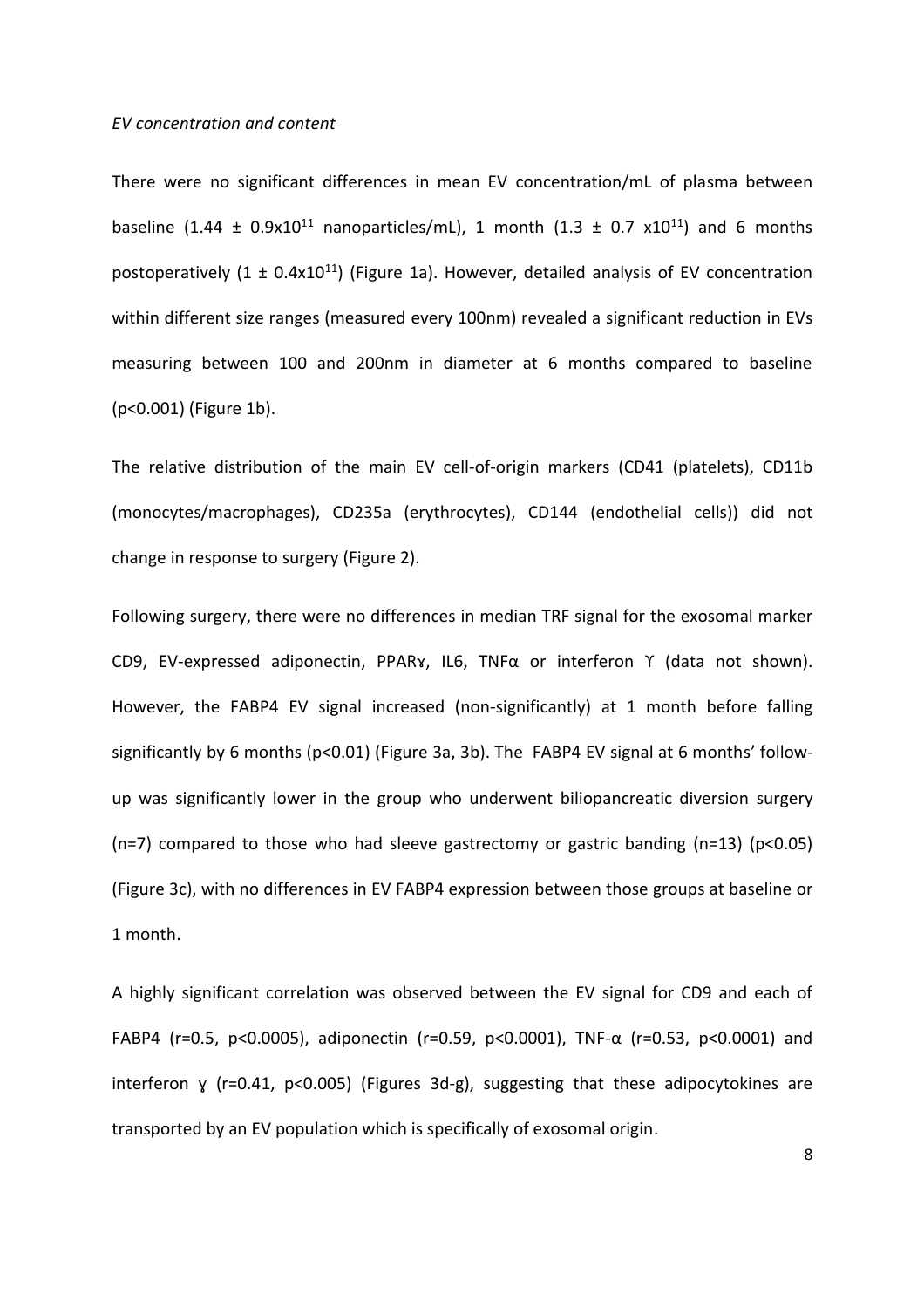*EV concentration and content*

There were no significant differences in mean EV concentration/mL of plasma between baseline ($1.44 \pm 0.9 \times 10^{11}$ nanoparticles/mL), 1 month ($1.3 \pm 0.7 \times 10^{11}$) and 6 months postoperatively ($1 \pm 0.4 \times 10^{11}$) (Figure 1a). However, detailed analysis of EV concentration within different size ranges (measured every 100nm) revealed a significant reduction in EVs measuring between 100 and 200nm in diameter at 6 months compared to baseline ($p<0.001$) (Figure 1b).

The relative distribution of the main EV cell-of-origin markers (CD41 (platelets), CD11b (monocytes/macrophages), CD235a (erythrocytes), CD144 (endothelial cells)) did not change in response to surgery (Figure 2).

Following surgery, there were no differences in median TRF signal for the exosomal marker CD9, EV-expressed adiponectin, PPARɣ, IL6, TNFα or interferon ϒ (data not shown). However, the FABP4 EV signal increased (non-significantly) at 1 month before falling significantly by 6 months ($p<0.01$) (Figure 3a, 3b). The FABP4 EV signal at 6 months' follow-up was significantly lower in the group who underwent biliopancreatic diversion surgery (n=7) compared to those who had sleeve gastrectomy or gastric banding (n=13) ($p<0.05$) (Figure 3c), with no differences in EV FABP4 expression between those groups at baseline or 1 month.

A highly significant correlation was observed between the EV signal for CD9 and each of FABP4 ($r=0.5$, $p<0.0005$), adiponectin ($r=0.59$, $p<0.0001$), TNF-α ($r=0.53$, $p<0.0001$) and interferon ɣ ($r=0.41$, $p<0.005$) (Figures 3d-g), suggesting that these adipocytokines are transported by an EV population which is specifically of exosomal origin.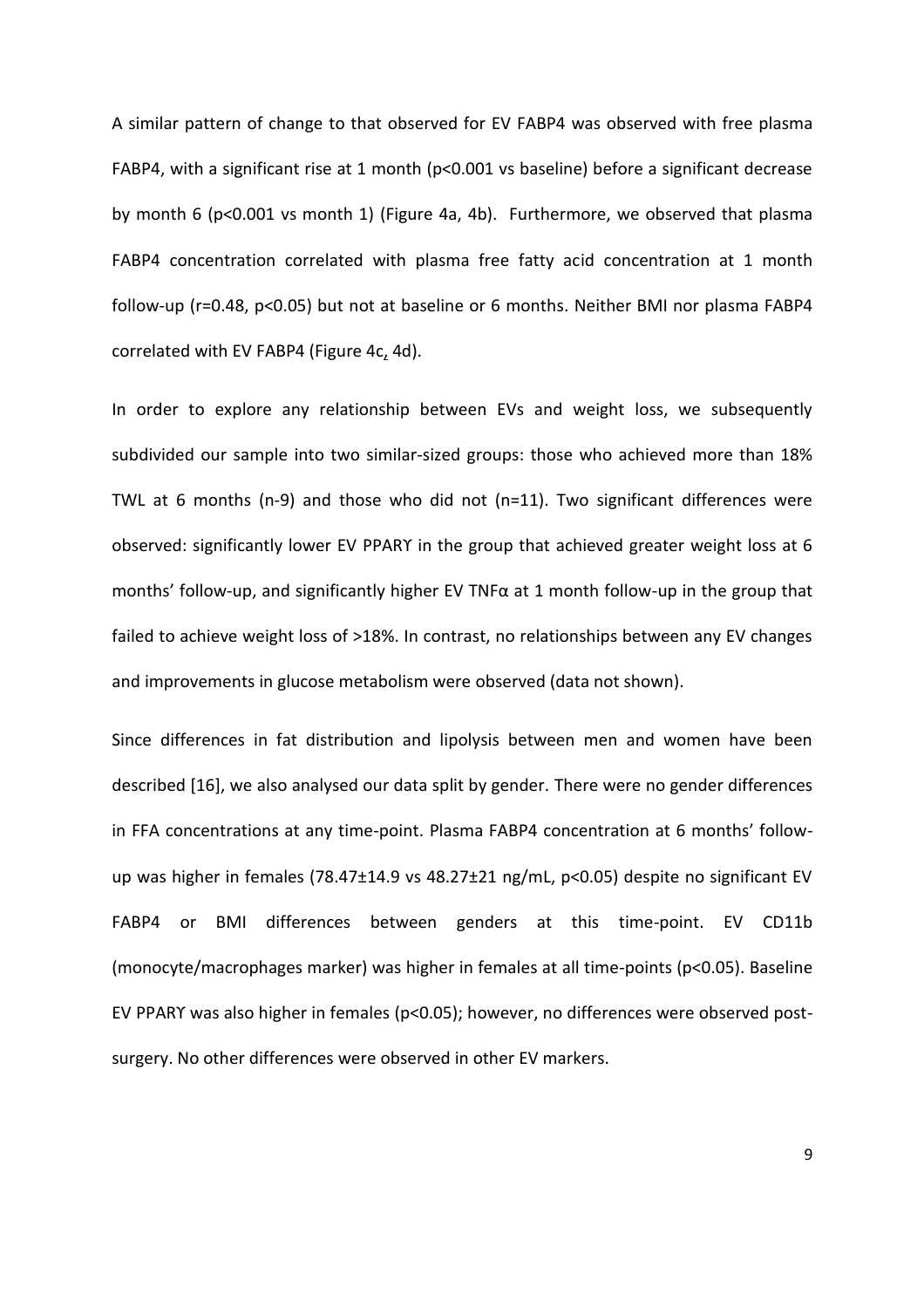A similar pattern of change to that observed for EV FABP4 was observed with free plasma FABP4, with a significant rise at 1 month ($p<0.001$ vs baseline) before a significant decrease by month 6 ($p<0.001$ vs month 1) (Figure 4a, 4b). Furthermore, we observed that plasma FABP4 concentration correlated with plasma free fatty acid concentration at 1 month follow-up ($r=0.48$, $p<0.05$) but not at baseline or 6 months. Neither BMI nor plasma FABP4 correlated with EV FABP4 (Figure 4c, 4d).

In order to explore any relationship between EVs and weight loss, we subsequently subdivided our sample into two similar-sized groups: those who achieved more than 18% TWL at 6 months (n-9) and those who did not (n=11). Two significant differences were observed: significantly lower EV PPARϒ in the group that achieved greater weight loss at 6 months' follow-up, and significantly higher EV TNFα at 1 month follow-up in the group that failed to achieve weight loss of >18%. In contrast, no relationships between any EV changes and improvements in glucose metabolism were observed (data not shown).

Since differences in fat distribution and lipolysis between men and women have been described [16], we also analysed our data split by gender. There were no gender differences in FFA concentrations at any time-point. Plasma FABP4 concentration at 6 months' follow-up was higher in females (78.47±14.9 vs 48.27±21 ng/mL, $p<0.05$) despite no significant EV FABP4 or BMI differences between genders at this time-point. EV CD11b (monocyte/macrophages marker) was higher in females at all time-points ($p<0.05$). Baseline EV PPARϒ was also higher in females ($p<0.05$); however, no differences were observed post-surgery. No other differences were observed in other EV markers.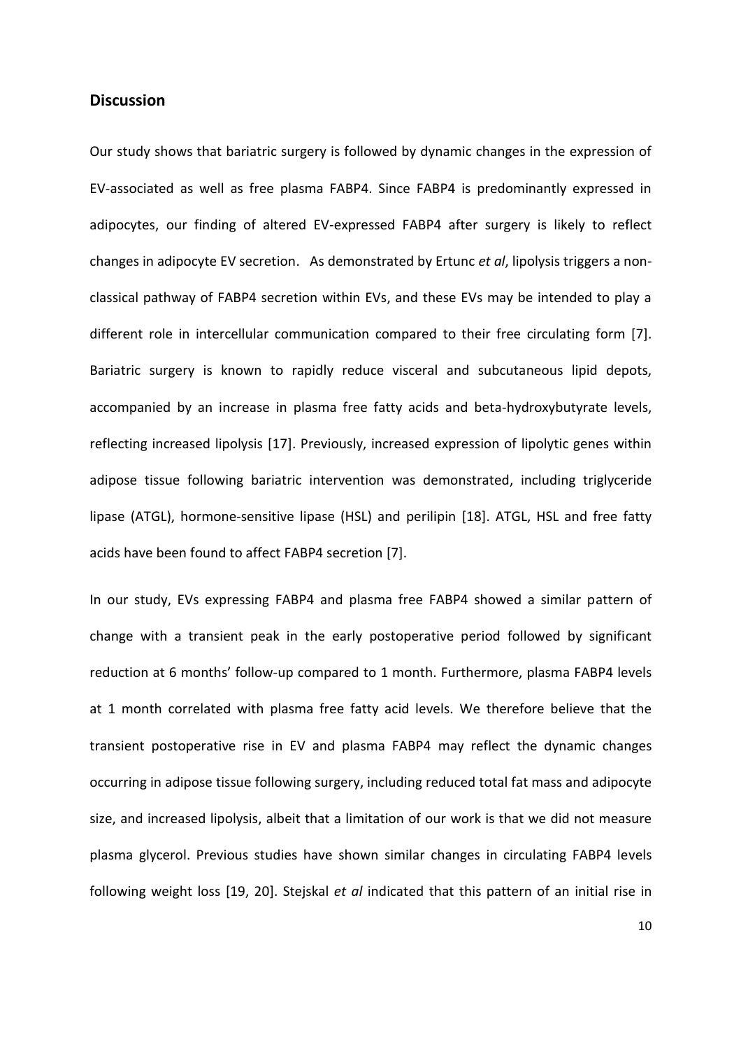## Discussion

Our study shows that bariatric surgery is followed by dynamic changes in the expression of EV-associated as well as free plasma FABP4. Since FABP4 is predominantly expressed in adipocytes, our finding of altered EV-expressed FABP4 after surgery is likely to reflect changes in adipocyte EV secretion. As demonstrated by Ertunc *et al*, lipolysis triggers a non-classical pathway of FABP4 secretion within EVs, and these EVs may be intended to play a different role in intercellular communication compared to their free circulating form [7]. Bariatric surgery is known to rapidly reduce visceral and subcutaneous lipid depots, accompanied by an increase in plasma free fatty acids and beta-hydroxybutyrate levels, reflecting increased lipolysis [17]. Previously, increased expression of lipolytic genes within adipose tissue following bariatric intervention was demonstrated, including triglyceride lipase (ATGL), hormone-sensitive lipase (HSL) and perilipin [18]. ATGL, HSL and free fatty acids have been found to affect FABP4 secretion [7].

In our study, EVs expressing FABP4 and plasma free FABP4 showed a similar pattern of change with a transient peak in the early postoperative period followed by significant reduction at 6 months' follow-up compared to 1 month. Furthermore, plasma FABP4 levels at 1 month correlated with plasma free fatty acid levels. We therefore believe that the transient postoperative rise in EV and plasma FABP4 may reflect the dynamic changes occurring in adipose tissue following surgery, including reduced total fat mass and adipocyte size, and increased lipolysis, albeit that a limitation of our work is that we did not measure plasma glycerol. Previous studies have shown similar changes in circulating FABP4 levels following weight loss [19, 20]. Stejskal *et al* indicated that this pattern of an initial rise in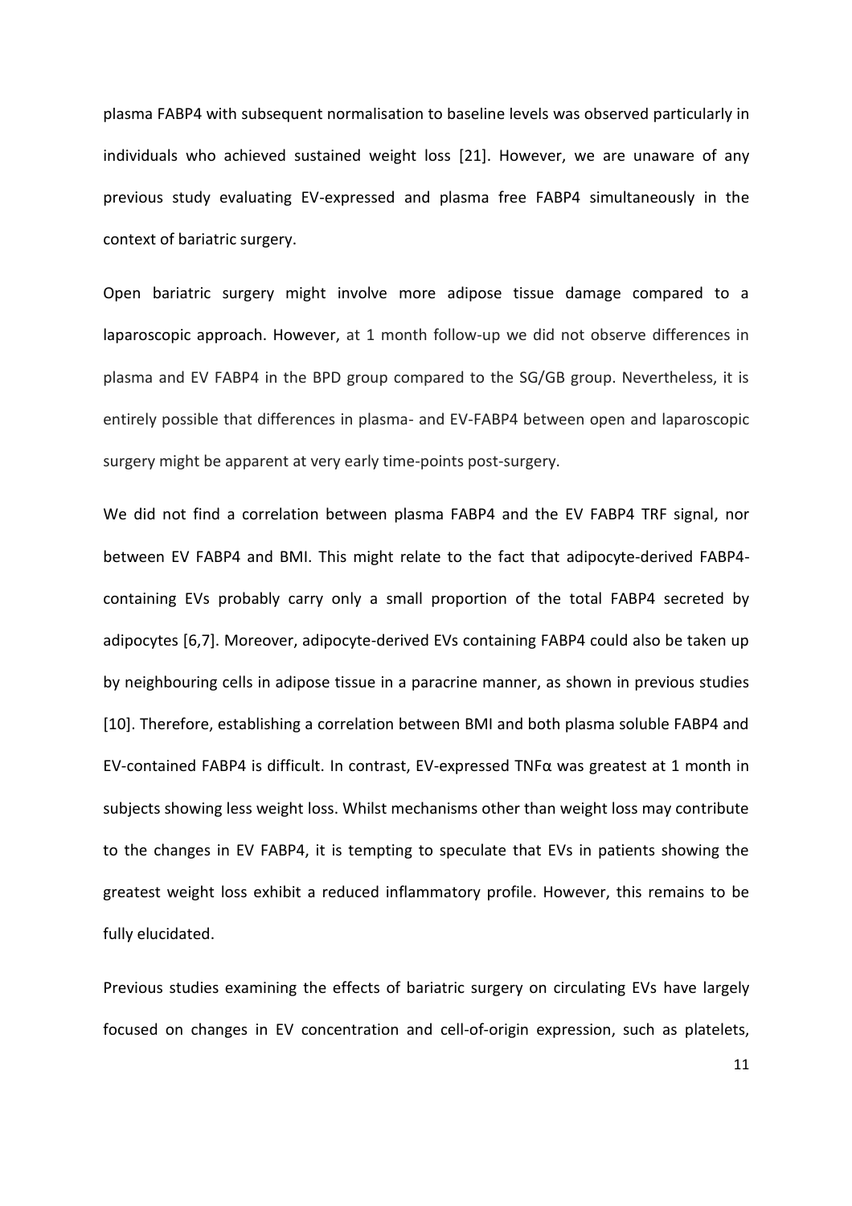plasma FABP4 with subsequent normalisation to baseline levels was observed particularly in individuals who achieved sustained weight loss [21]. However, we are unaware of any previous study evaluating EV-expressed and plasma free FABP4 simultaneously in the context of bariatric surgery.

Open bariatric surgery might involve more adipose tissue damage compared to a laparoscopic approach. However, at 1 month follow-up we did not observe differences in plasma and EV FABP4 in the BPD group compared to the SG/GB group. Nevertheless, it is entirely possible that differences in plasma- and EV-FABP4 between open and laparoscopic surgery might be apparent at very early time-points post-surgery.

We did not find a correlation between plasma FABP4 and the EV FABP4 TRF signal, nor between EV FABP4 and BMI. This might relate to the fact that adipocyte-derived FABP4-containing EVs probably carry only a small proportion of the total FABP4 secreted by adipocytes [6,7]. Moreover, adipocyte-derived EVs containing FABP4 could also be taken up by neighbouring cells in adipose tissue in a paracrine manner, as shown in previous studies [10]. Therefore, establishing a correlation between BMI and both plasma soluble FABP4 and EV-contained FABP4 is difficult. In contrast, EV-expressed TNFα was greatest at 1 month in subjects showing less weight loss. Whilst mechanisms other than weight loss may contribute to the changes in EV FABP4, it is tempting to speculate that EVs in patients showing the greatest weight loss exhibit a reduced inflammatory profile. However, this remains to be fully elucidated.

Previous studies examining the effects of bariatric surgery on circulating EVs have largely focused on changes in EV concentration and cell-of-origin expression, such as platelets,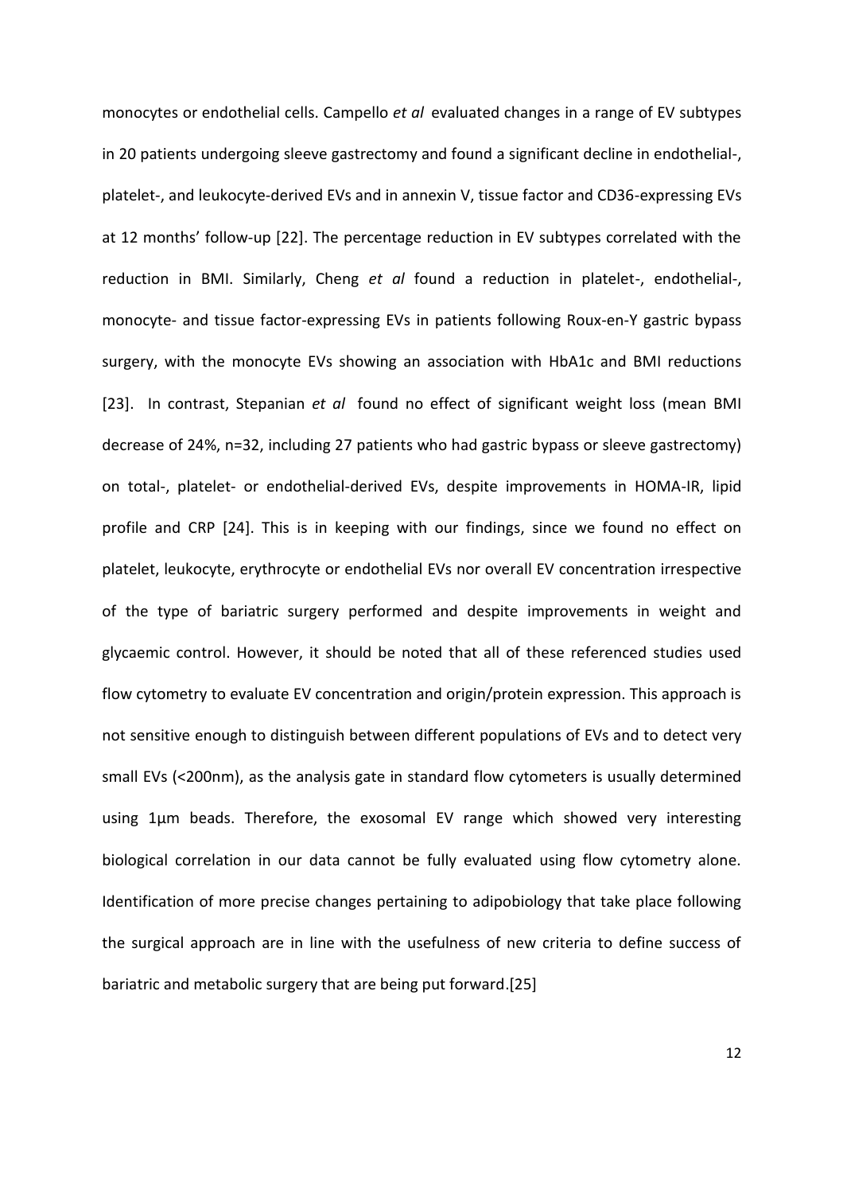monocytes or endothelial cells. Campello *et al* evaluated changes in a range of EV subtypes in 20 patients undergoing sleeve gastrectomy and found a significant decline in endothelial-, platelet-, and leukocyte-derived EVs and in annexin V, tissue factor and CD36-expressing EVs at 12 months' follow-up [22]. The percentage reduction in EV subtypes correlated with the reduction in BMI. Similarly, Cheng *et al* found a reduction in platelet-, endothelial-, monocyte- and tissue factor-expressing EVs in patients following Roux-en-Y gastric bypass surgery, with the monocyte EVs showing an association with HbA1c and BMI reductions [23]. In contrast, Stepanian *et al* found no effect of significant weight loss (mean BMI decrease of 24%, n=32, including 27 patients who had gastric bypass or sleeve gastrectomy) on total-, platelet- or endothelial-derived EVs, despite improvements in HOMA-IR, lipid profile and CRP [24]. This is in keeping with our findings, since we found no effect on platelet, leukocyte, erythrocyte or endothelial EVs nor overall EV concentration irrespective of the type of bariatric surgery performed and despite improvements in weight and glycaemic control. However, it should be noted that all of these referenced studies used flow cytometry to evaluate EV concentration and origin/protein expression. This approach is not sensitive enough to distinguish between different populations of EVs and to detect very small EVs (<200nm), as the analysis gate in standard flow cytometers is usually determined using 1µm beads. Therefore, the exosomal EV range which showed very interesting biological correlation in our data cannot be fully evaluated using flow cytometry alone. Identification of more precise changes pertaining to adipobiology that take place following the surgical approach are in line with the usefulness of new criteria to define success of bariatric and metabolic surgery that are being put forward.[25]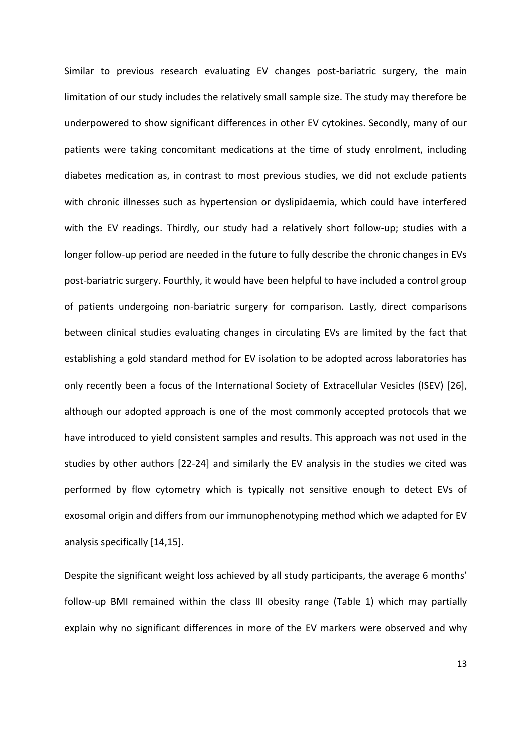Similar to previous research evaluating EV changes post-bariatric surgery, the main limitation of our study includes the relatively small sample size. The study may therefore be underpowered to show significant differences in other EV cytokines. Secondly, many of our patients were taking concomitant medications at the time of study enrolment, including diabetes medication as, in contrast to most previous studies, we did not exclude patients with chronic illnesses such as hypertension or dyslipidaemia, which could have interfered with the EV readings. Thirdly, our study had a relatively short follow-up; studies with a longer follow-up period are needed in the future to fully describe the chronic changes in EVs post-bariatric surgery. Fourthly, it would have been helpful to have included a control group of patients undergoing non-bariatric surgery for comparison. Lastly, direct comparisons between clinical studies evaluating changes in circulating EVs are limited by the fact that establishing a gold standard method for EV isolation to be adopted across laboratories has only recently been a focus of the International Society of Extracellular Vesicles (ISEV) [26], although our adopted approach is one of the most commonly accepted protocols that we have introduced to yield consistent samples and results. This approach was not used in the studies by other authors [22-24] and similarly the EV analysis in the studies we cited was performed by flow cytometry which is typically not sensitive enough to detect EVs of exosomal origin and differs from our immunophenotyping method which we adapted for EV analysis specifically [14,15].

Despite the significant weight loss achieved by all study participants, the average 6 months' follow-up BMI remained within the class III obesity range (Table 1) which may partially explain why no significant differences in more of the EV markers were observed and why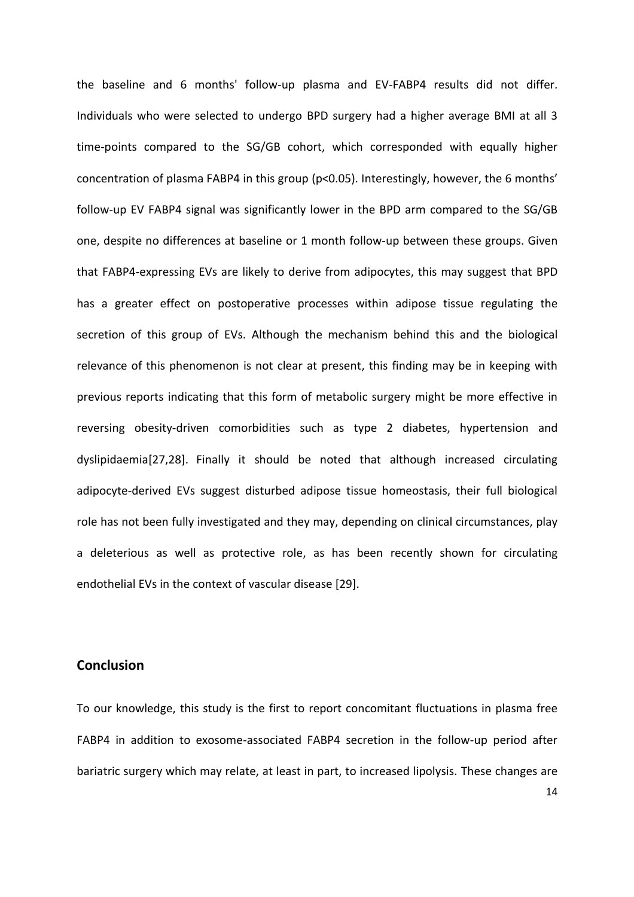the baseline and 6 months' follow-up plasma and EV-FABP4 results did not differ. Individuals who were selected to undergo BPD surgery had a higher average BMI at all 3 time-points compared to the SG/GB cohort, which corresponded with equally higher concentration of plasma FABP4 in this group ($p<0.05$). Interestingly, however, the 6 months' follow-up EV FABP4 signal was significantly lower in the BPD arm compared to the SG/GB one, despite no differences at baseline or 1 month follow-up between these groups. Given that FABP4-expressing EVs are likely to derive from adipocytes, this may suggest that BPD has a greater effect on postoperative processes within adipose tissue regulating the secretion of this group of EVs. Although the mechanism behind this and the biological relevance of this phenomenon is not clear at present, this finding may be in keeping with previous reports indicating that this form of metabolic surgery might be more effective in reversing obesity-driven comorbidities such as type 2 diabetes, hypertension and dyslipidaemia[27,28]. Finally it should be noted that although increased circulating adipocyte-derived EVs suggest disturbed adipose tissue homeostasis, their full biological role has not been fully investigated and they may, depending on clinical circumstances, play a deleterious as well as protective role, as has been recently shown for circulating endothelial EVs in the context of vascular disease [29].

## Conclusion

To our knowledge, this study is the first to report concomitant fluctuations in plasma free FABP4 in addition to exosome-associated FABP4 secretion in the follow-up period after bariatric surgery which may relate, at least in part, to increased lipolysis. These changes are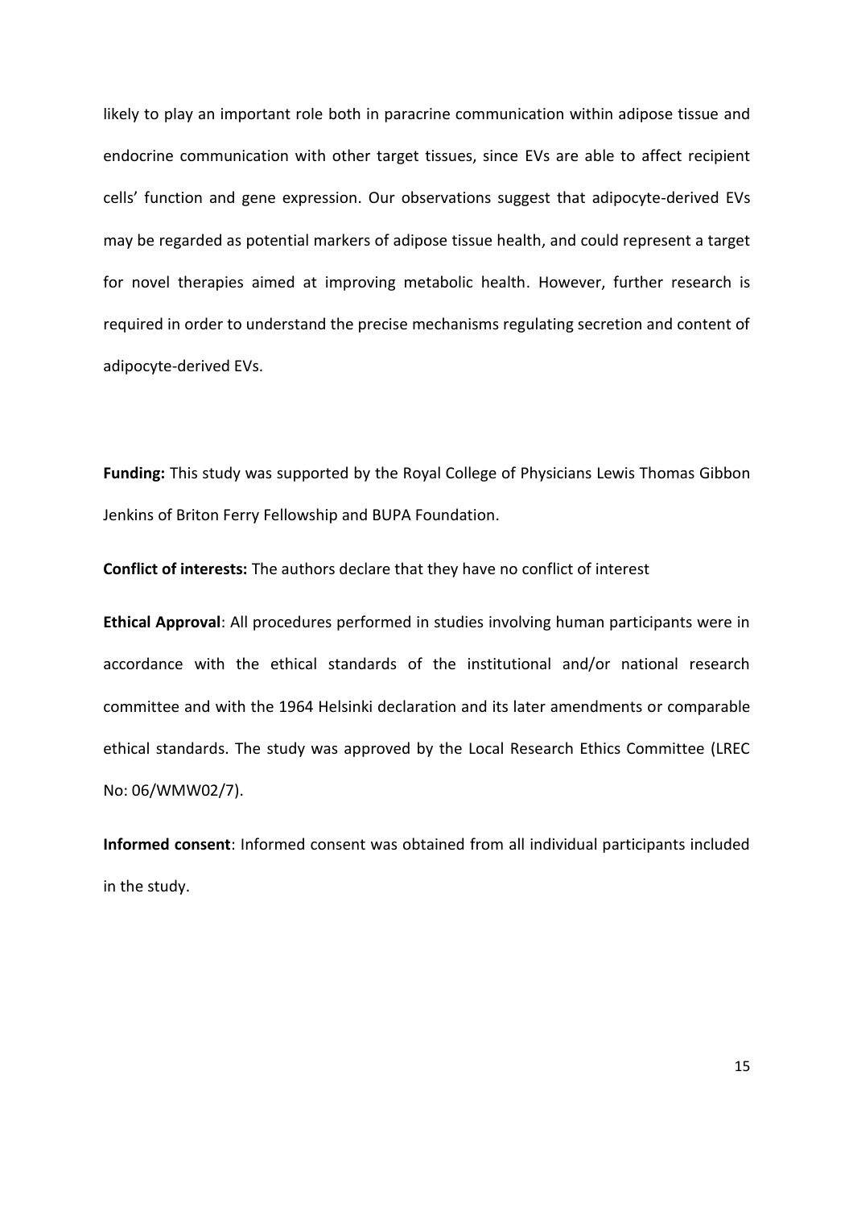likely to play an important role both in paracrine communication within adipose tissue and endocrine communication with other target tissues, since EVs are able to affect recipient cells' function and gene expression. Our observations suggest that adipocyte-derived EVs may be regarded as potential markers of adipose tissue health, and could represent a target for novel therapies aimed at improving metabolic health. However, further research is required in order to understand the precise mechanisms regulating secretion and content of adipocyte-derived EVs.

**Funding:** This study was supported by the Royal College of Physicians Lewis Thomas Gibbon Jenkins of Briton Ferry Fellowship and BUPA Foundation.

**Conflict of interests:** The authors declare that they have no conflict of interest

**Ethical Approval**: All procedures performed in studies involving human participants were in accordance with the ethical standards of the institutional and/or national research committee and with the 1964 Helsinki declaration and its later amendments or comparable ethical standards. The study was approved by the Local Research Ethics Committee (LREC No: 06/WMW02/7).

**Informed consent**: Informed consent was obtained from all individual participants included in the study.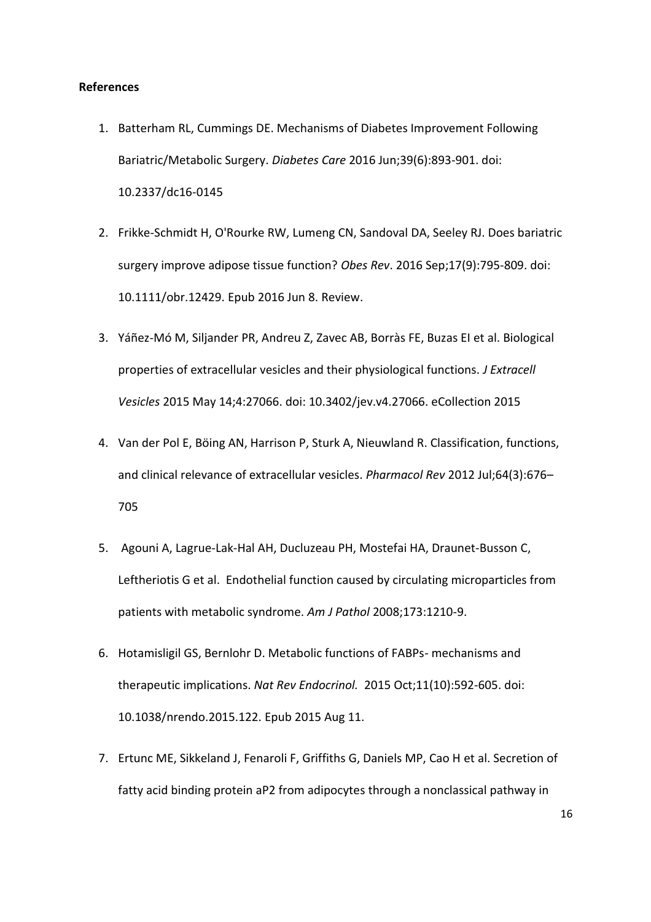**References**

1. Batterham RL, Cummings DE. Mechanisms of Diabetes Improvement Following Bariatric/Metabolic Surgery. *Diabetes Care* 2016 Jun;39(6):893-901. doi: 10.2337/dc16-0145

2. Frikke-Schmidt H, O'Rourke RW, Lumeng CN, Sandoval DA, Seeley RJ. Does bariatric surgery improve adipose tissue function? *Obes Rev*. 2016 Sep;17(9):795-809. doi: 10.1111/obr.12429. Epub 2016 Jun 8. Review.

3. Yáñez-Mó M, Siljander PR, Andreu Z, Zavec AB, Borràs FE, Buzas EI et al. Biological properties of extracellular vesicles and their physiological functions. *J Extracell Vesicles* 2015 May 14;4:27066. doi: 10.3402/jev.v4.27066. eCollection 2015

4. Van der Pol E, Böing AN, Harrison P, Sturk A, Nieuwland R. Classification, functions, and clinical relevance of extracellular vesicles. *Pharmacol Rev* 2012 Jul;64(3):676–705

5. Agouni A, Lagrue-Lak-Hal AH, Ducluzeau PH, Mostefai HA, Draunet-Busson C, Leftheriotis G et al. Endothelial function caused by circulating microparticles from patients with metabolic syndrome. *Am J Pathol* 2008;173:1210-9.

6. Hotamisligil GS, Bernlohr D. Metabolic functions of FABPs- mechanisms and therapeutic implications. *Nat Rev Endocrinol.* 2015 Oct;11(10):592-605. doi: 10.1038/nrendo.2015.122. Epub 2015 Aug 11.

7. Ertunc ME, Sikkeland J, Fenaroli F, Griffiths G, Daniels MP, Cao H et al. Secretion of fatty acid binding protein aP2 from adipocytes through a nonclassical pathway in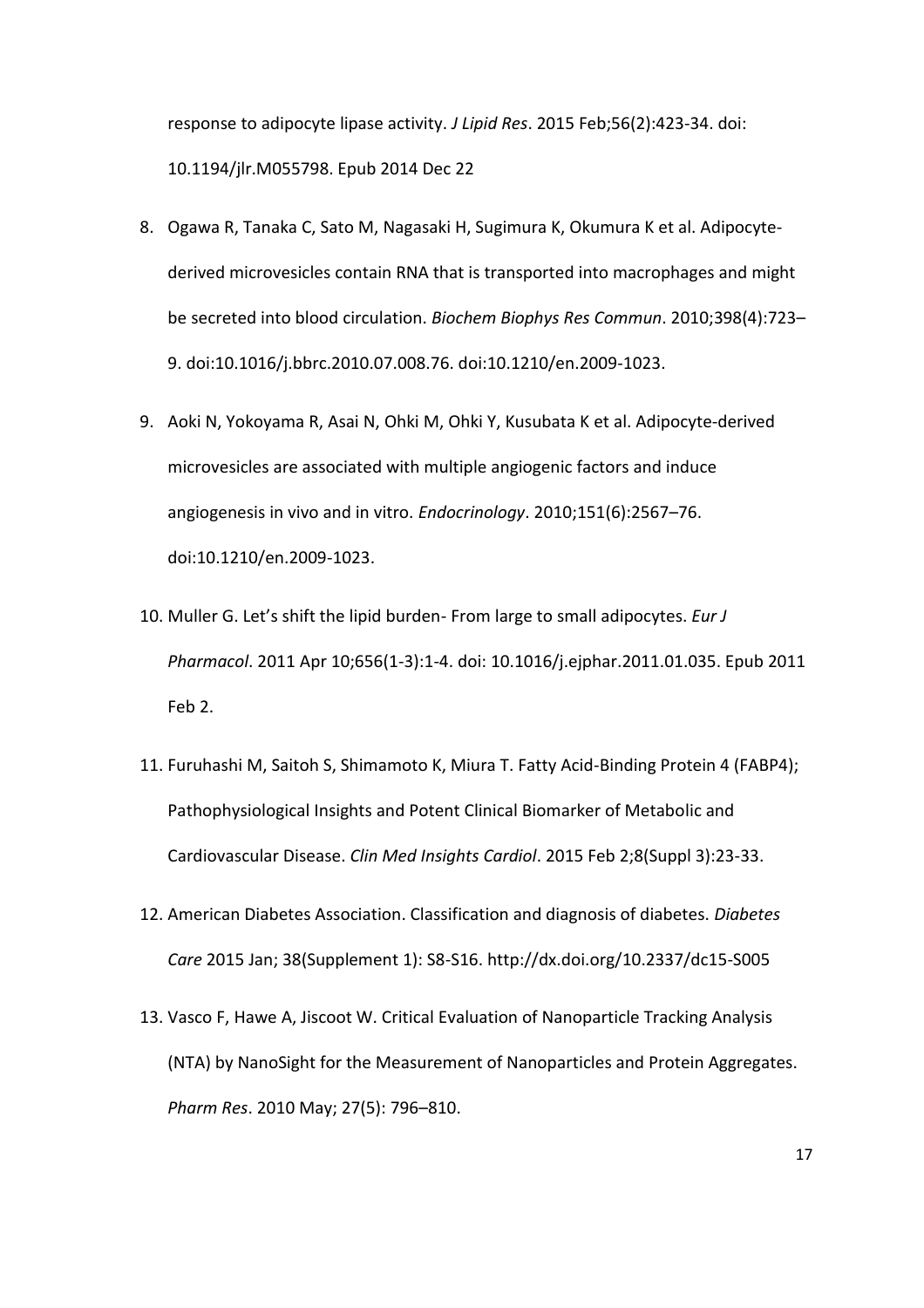response to adipocyte lipase activity. *J Lipid Res*. 2015 Feb;56(2):423-34. doi: 10.1194/jlr.M055798. Epub 2014 Dec 22

8. Ogawa R, Tanaka C, Sato M, Nagasaki H, Sugimura K, Okumura K et al. Adipocyte-derived microvesicles contain RNA that is transported into macrophages and might be secreted into blood circulation. *Biochem Biophys Res Commun*. 2010;398(4):723–9. doi:10.1016/j.bbrc.2010.07.008.76. doi:10.1210/en.2009-1023.

9. Aoki N, Yokoyama R, Asai N, Ohki M, Ohki Y, Kusubata K et al. Adipocyte-derived microvesicles are associated with multiple angiogenic factors and induce angiogenesis in vivo and in vitro. *Endocrinology*. 2010;151(6):2567–76. doi:10.1210/en.2009-1023.

10. Muller G. Let's shift the lipid burden- From large to small adipocytes. *Eur J Pharmacol*. 2011 Apr 10;656(1-3):1-4. doi: 10.1016/j.ejphar.2011.01.035. Epub 2011 Feb 2.

11. Furuhashi M, Saitoh S, Shimamoto K, Miura T. Fatty Acid-Binding Protein 4 (FABP4); Pathophysiological Insights and Potent Clinical Biomarker of Metabolic and Cardiovascular Disease. *Clin Med Insights Cardiol*. 2015 Feb 2;8(Suppl 3):23-33.

12. American Diabetes Association. Classification and diagnosis of diabetes. *Diabetes Care* 2015 Jan; 38(Supplement 1): S8-S16. http://dx.doi.org/10.2337/dc15-S005

13. Vasco F, Hawe A, Jiscoot W. Critical Evaluation of Nanoparticle Tracking Analysis (NTA) by NanoSight for the Measurement of Nanoparticles and Protein Aggregates. *Pharm Res*. 2010 May; 27(5): 796–810.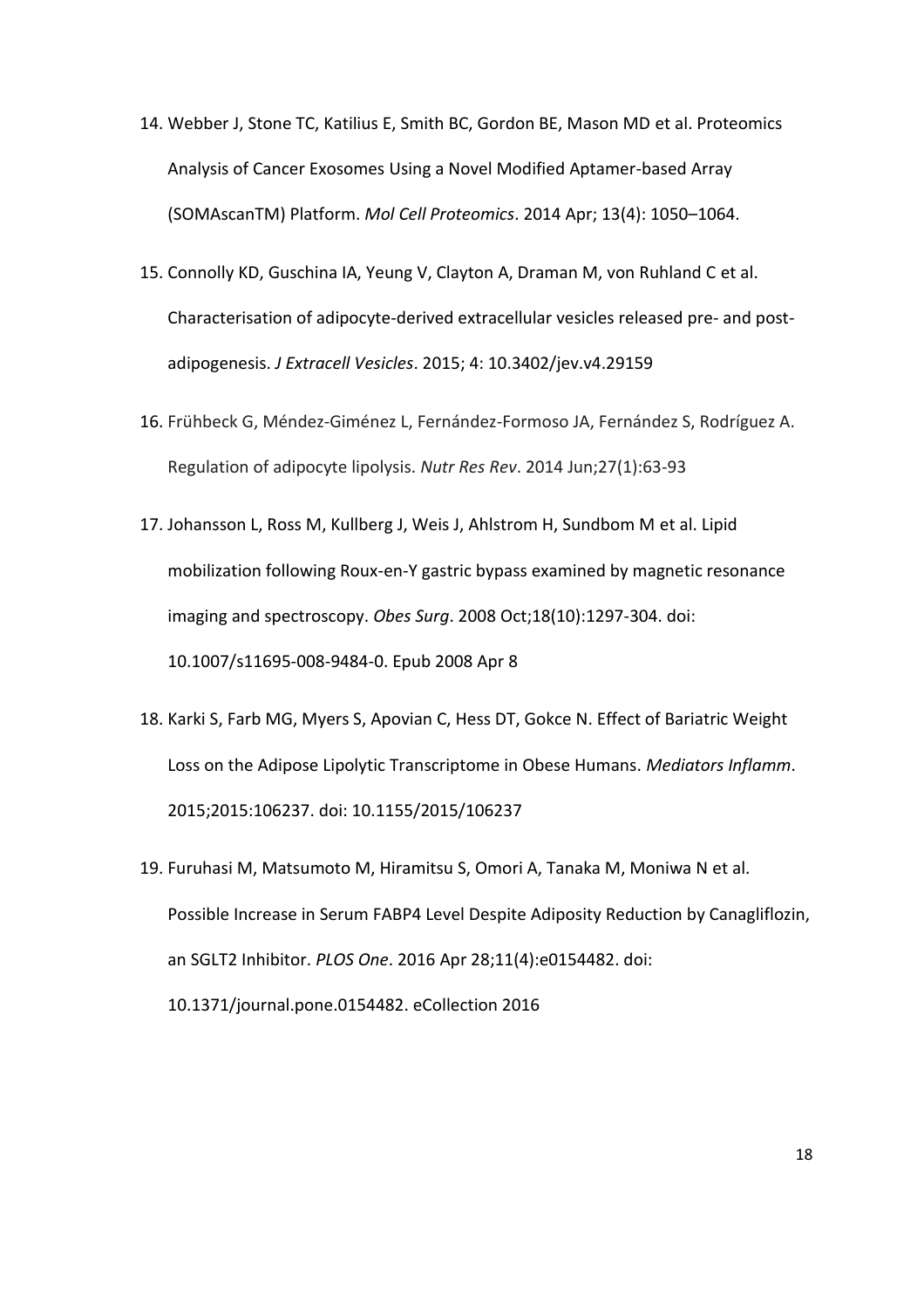14. Webber J, Stone TC, Katilius E, Smith BC, Gordon BE, Mason MD et al. Proteomics Analysis of Cancer Exosomes Using a Novel Modified Aptamer-based Array (SOMAscanTM) Platform. *Mol Cell Proteomics*. 2014 Apr; 13(4): 1050–1064.

15. Connolly KD, Guschina IA, Yeung V, Clayton A, Draman M, von Ruhland C et al. Characterisation of adipocyte-derived extracellular vesicles released pre- and post-adipogenesis. *J Extracell Vesicles*. 2015; 4: 10.3402/jev.v4.29159

16. Frühbeck G, Méndez-Giménez L, Fernández-Formoso JA, Fernández S, Rodríguez A. Regulation of adipocyte lipolysis. *Nutr Res Rev*. 2014 Jun;27(1):63-93

17. Johansson L, Ross M, Kullberg J, Weis J, Ahlstrom H, Sundbom M et al. Lipid mobilization following Roux-en-Y gastric bypass examined by magnetic resonance imaging and spectroscopy. *Obes Surg*. 2008 Oct;18(10):1297-304. doi: 10.1007/s11695-008-9484-0. Epub 2008 Apr 8

18. Karki S, Farb MG, Myers S, Apovian C, Hess DT, Gokce N. Effect of Bariatric Weight Loss on the Adipose Lipolytic Transcriptome in Obese Humans. *Mediators Inflamm*. 2015;2015:106237. doi: 10.1155/2015/106237

19. Furuhasi M, Matsumoto M, Hiramitsu S, Omori A, Tanaka M, Moniwa N et al. Possible Increase in Serum FABP4 Level Despite Adiposity Reduction by Canagliflozin, an SGLT2 Inhibitor. *PLOS One*. 2016 Apr 28;11(4):e0154482. doi: 10.1371/journal.pone.0154482. eCollection 2016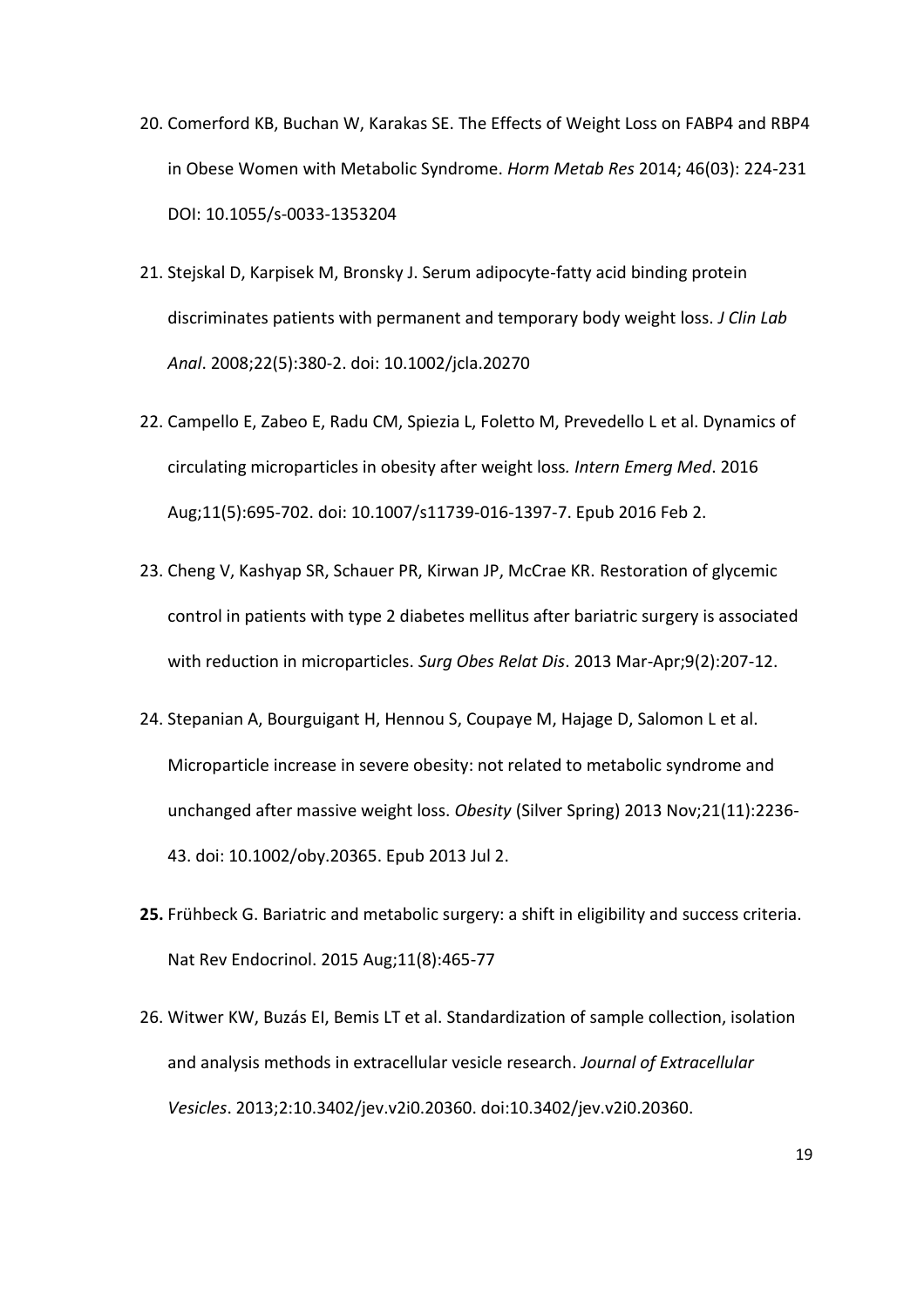20. Comerford KB, Buchan W, Karakas SE. The Effects of Weight Loss on FABP4 and RBP4 in Obese Women with Metabolic Syndrome. *Horm Metab Res* 2014; 46(03): 224-231 DOI: 10.1055/s-0033-1353204

21. Stejskal D, Karpisek M, Bronsky J. Serum adipocyte-fatty acid binding protein discriminates patients with permanent and temporary body weight loss. *J Clin Lab Anal*. 2008;22(5):380-2. doi: 10.1002/jcla.20270

22. Campello E, Zabeo E, Radu CM, Spiezia L, Foletto M, Prevedello L et al. Dynamics of circulating microparticles in obesity after weight loss*. Intern Emerg Med*. 2016 Aug;11(5):695-702. doi: 10.1007/s11739-016-1397-7. Epub 2016 Feb 2.

23. Cheng V, Kashyap SR, Schauer PR, Kirwan JP, McCrae KR. Restoration of glycemic control in patients with type 2 diabetes mellitus after bariatric surgery is associated with reduction in microparticles. *Surg Obes Relat Dis*. 2013 Mar-Apr;9(2):207-12.

24. Stepanian A, Bourguigant H, Hennou S, Coupaye M, Hajage D, Salomon L et al. Microparticle increase in severe obesity: not related to metabolic syndrome and unchanged after massive weight loss. *Obesity* (Silver Spring) 2013 Nov;21(11):2236-43. doi: 10.1002/oby.20365. Epub 2013 Jul 2.

**25.** Frühbeck G. Bariatric and metabolic surgery: a shift in eligibility and success criteria. Nat Rev Endocrinol. 2015 Aug;11(8):465-77

26. Witwer KW, Buzás EI, Bemis LT et al. Standardization of sample collection, isolation and analysis methods in extracellular vesicle research. *Journal of Extracellular Vesicles*. 2013;2:10.3402/jev.v2i0.20360. doi:10.3402/jev.v2i0.20360.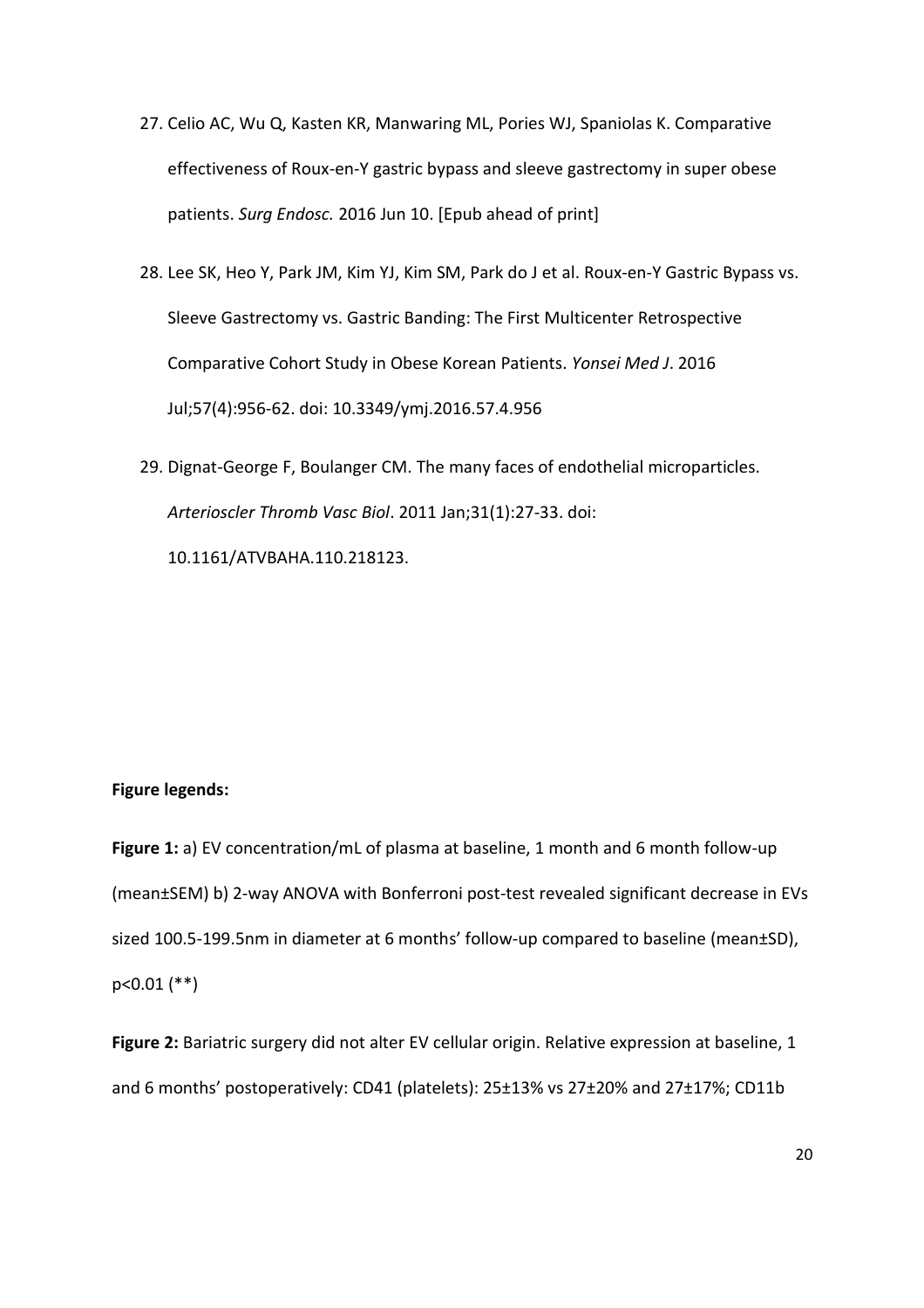27. Celio AC, Wu Q, Kasten KR, Manwaring ML, Pories WJ, Spaniolas K. Comparative effectiveness of Roux-en-Y gastric bypass and sleeve gastrectomy in super obese patients. *Surg Endosc.* 2016 Jun 10. [Epub ahead of print]

28. Lee SK, Heo Y, Park JM, Kim YJ, Kim SM, Park do J et al. Roux-en-Y Gastric Bypass vs. Sleeve Gastrectomy vs. Gastric Banding: The First Multicenter Retrospective Comparative Cohort Study in Obese Korean Patients. *Yonsei Med J*. 2016 Jul;57(4):956-62. doi: 10.3349/ymj.2016.57.4.956

29. Dignat-George F, Boulanger CM. The many faces of endothelial microparticles. *Arterioscler Thromb Vasc Biol*. 2011 Jan;31(1):27-33. doi: 10.1161/ATVBAHA.110.218123.

**Figure legends:**

**Figure 1:** a) EV concentration/mL of plasma at baseline, 1 month and 6 month follow-up (mean±SEM) b) 2-way ANOVA with Bonferroni post-test revealed significant decrease in EVs sized 100.5-199.5nm in diameter at 6 months' follow-up compared to baseline (mean±SD), $p<0.01$ (**)

**Figure 2:** Bariatric surgery did not alter EV cellular origin. Relative expression at baseline, 1 and 6 months' postoperatively: CD41 (platelets): 25±13% vs 27±20% and 27±17%; CD11b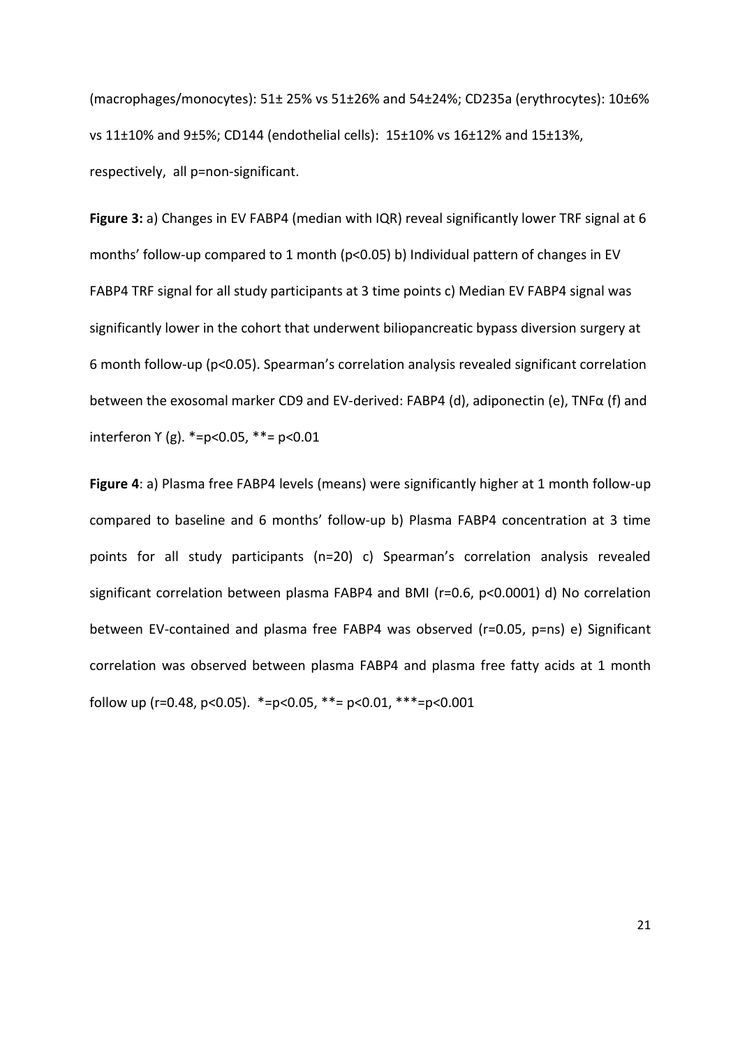(macrophages/monocytes): 51± 25% vs 51±26% and 54±24%; CD235a (erythrocytes): 10±6% vs 11±10% and 9±5%; CD144 (endothelial cells): 15±10% vs 16±12% and 15±13%, respectively, all p=non-significant.

**Figure 3:** a) Changes in EV FABP4 (median with IQR) reveal significantly lower TRF signal at 6 months' follow-up compared to 1 month ($p<0.05$) b) Individual pattern of changes in EV FABP4 TRF signal for all study participants at 3 time points c) Median EV FABP4 signal was significantly lower in the cohort that underwent biliopancreatic bypass diversion surgery at 6 month follow-up ($p<0.05$). Spearman's correlation analysis revealed significant correlation between the exosomal marker CD9 and EV-derived: FABP4 (d), adiponectin (e), TNFα (f) and interferon ϒ (g). *=$p<0.05$, **= $p<0.01$

**Figure 4**: a) Plasma free FABP4 levels (means) were significantly higher at 1 month follow-up compared to baseline and 6 months' follow-up b) Plasma FABP4 concentration at 3 time points for all study participants (n=20) c) Spearman's correlation analysis revealed significant correlation between plasma FABP4 and BMI ($r=0.6$, $p<0.0001$) d) No correlation between EV-contained and plasma free FABP4 was observed ($r=0.05$, p=ns) e) Significant correlation was observed between plasma FABP4 and plasma free fatty acids at 1 month follow up ($r=0.48$, $p<0.05$). *=$p<0.05$, **= $p<0.01$, ***=$p<0.001$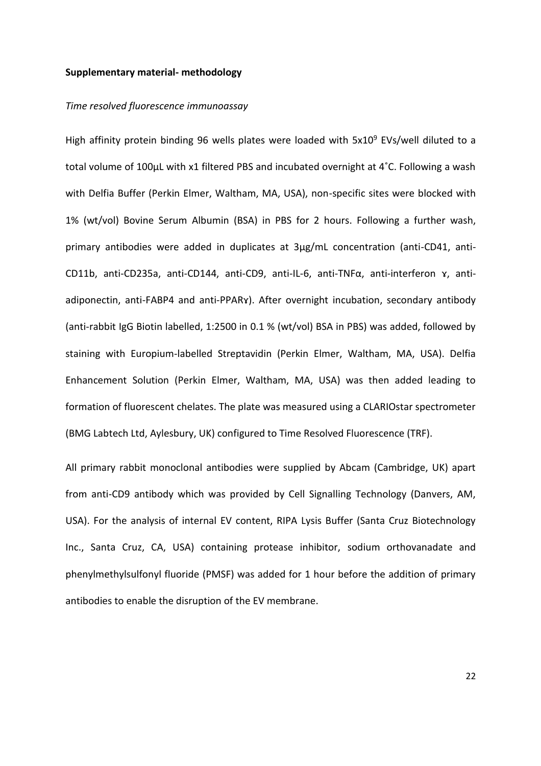**Supplementary material- methodology**

*Time resolved fluorescence immunoassay*

High affinity protein binding 96 wells plates were loaded with $5x10^9$ EVs/well diluted to a total volume of 100µL with x1 filtered PBS and incubated overnight at 4˚C. Following a wash with Delfia Buffer (Perkin Elmer, Waltham, MA, USA), non-specific sites were blocked with 1% (wt/vol) Bovine Serum Albumin (BSA) in PBS for 2 hours. Following a further wash, primary antibodies were added in duplicates at 3µg/mL concentration (anti-CD41, anti-CD11b, anti-CD235a, anti-CD144, anti-CD9, anti-IL-6, anti-TNFα, anti-interferon ɣ, anti-adiponectin, anti-FABP4 and anti-PPARɣ). After overnight incubation, secondary antibody (anti-rabbit IgG Biotin labelled, 1:2500 in 0.1 % (wt/vol) BSA in PBS) was added, followed by staining with Europium-labelled Streptavidin (Perkin Elmer, Waltham, MA, USA). Delfia Enhancement Solution (Perkin Elmer, Waltham, MA, USA) was then added leading to formation of fluorescent chelates. The plate was measured using a CLARIOstar spectrometer (BMG Labtech Ltd, Aylesbury, UK) configured to Time Resolved Fluorescence (TRF).

All primary rabbit monoclonal antibodies were supplied by Abcam (Cambridge, UK) apart from anti-CD9 antibody which was provided by Cell Signalling Technology (Danvers, AM, USA). For the analysis of internal EV content, RIPA Lysis Buffer (Santa Cruz Biotechnology Inc., Santa Cruz, CA, USA) containing protease inhibitor, sodium orthovanadate and phenylmethylsulfonyl fluoride (PMSF) was added for 1 hour before the addition of primary antibodies to enable the disruption of the EV membrane.